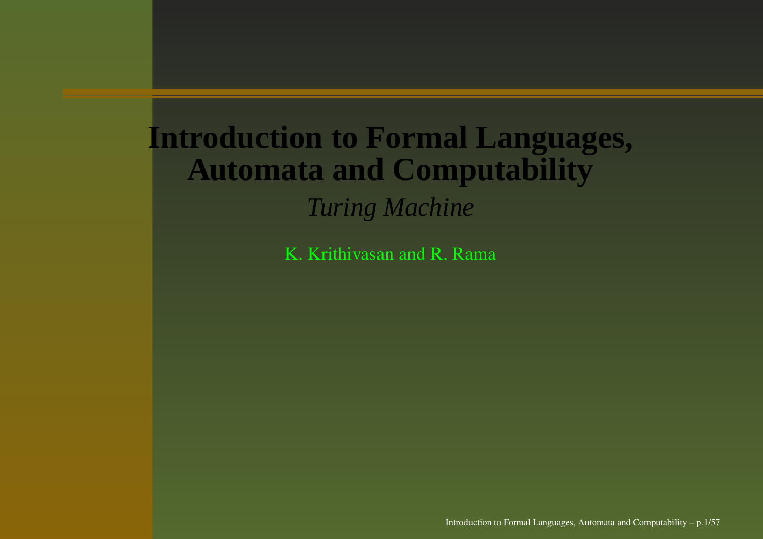# Introduction to Formal Languages, Automata and Computability

*Turing Machine*

K. Krithivasan and R. Rama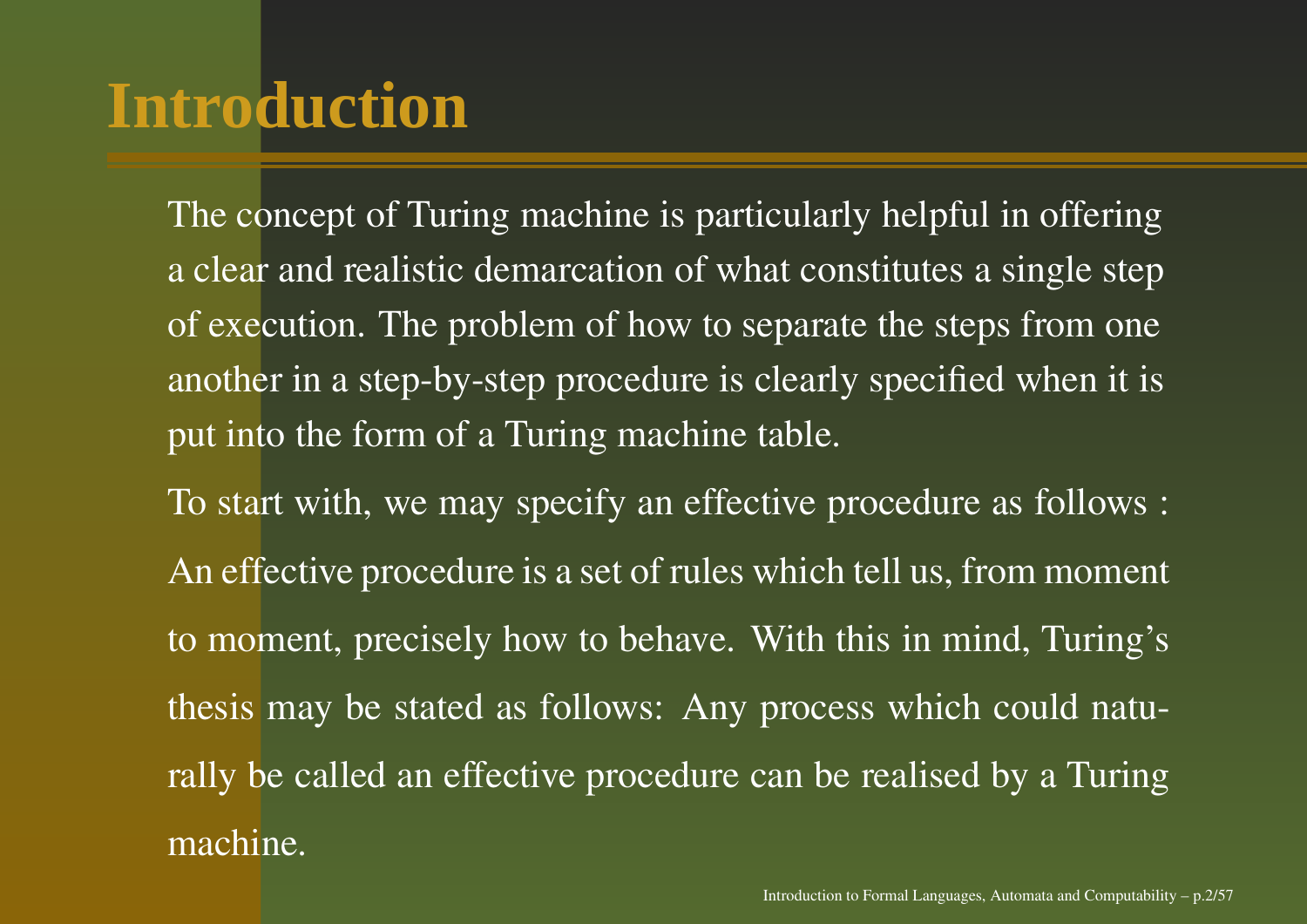# Introduction

The concept of Turing machine is particularly helpful in offering a clear and realistic demarcation of what constitutes a single step of execution. The problem of how to separate the steps from one another in a step-by-step procedure is clearly specified when it is put into the form of a Turing machine table.

To start with, we may specify an effective procedure as follows :

An effective procedure is a set of rules which tell us, from moment to moment, precisely how to behave. With this in mind, Turing's thesis may be stated as follows: Any process which could naturally be called an effective procedure can be realised by a Turing machine.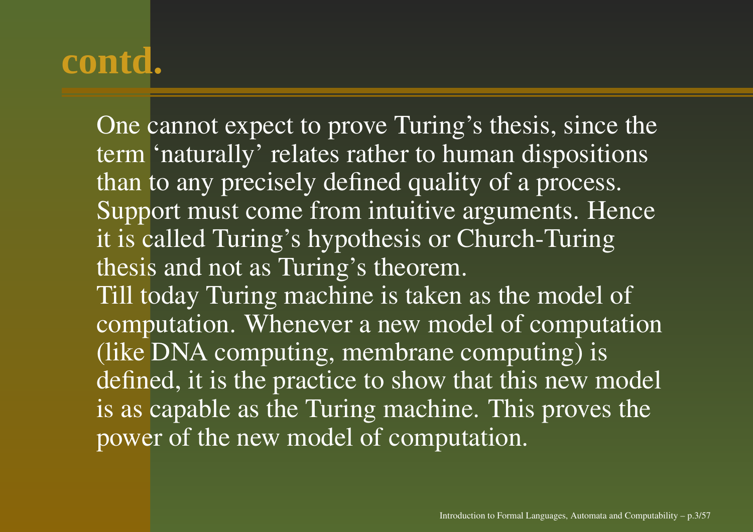# contd.

One cannot expect to prove Turing's thesis, since the term 'naturally' relates rather to human dispositions than to any precisely defined quality of a process. Support must come from intuitive arguments. Hence it is called Turing's hypothesis or Church-Turing thesis and not as Turing's theorem.

Till today Turing machine is taken as the model of computation. Whenever a new model of computation (like DNA computing, membrane computing) is defined, it is the practice to show that this new model is as capable as the Turing machine. This proves the power of the new model of computation.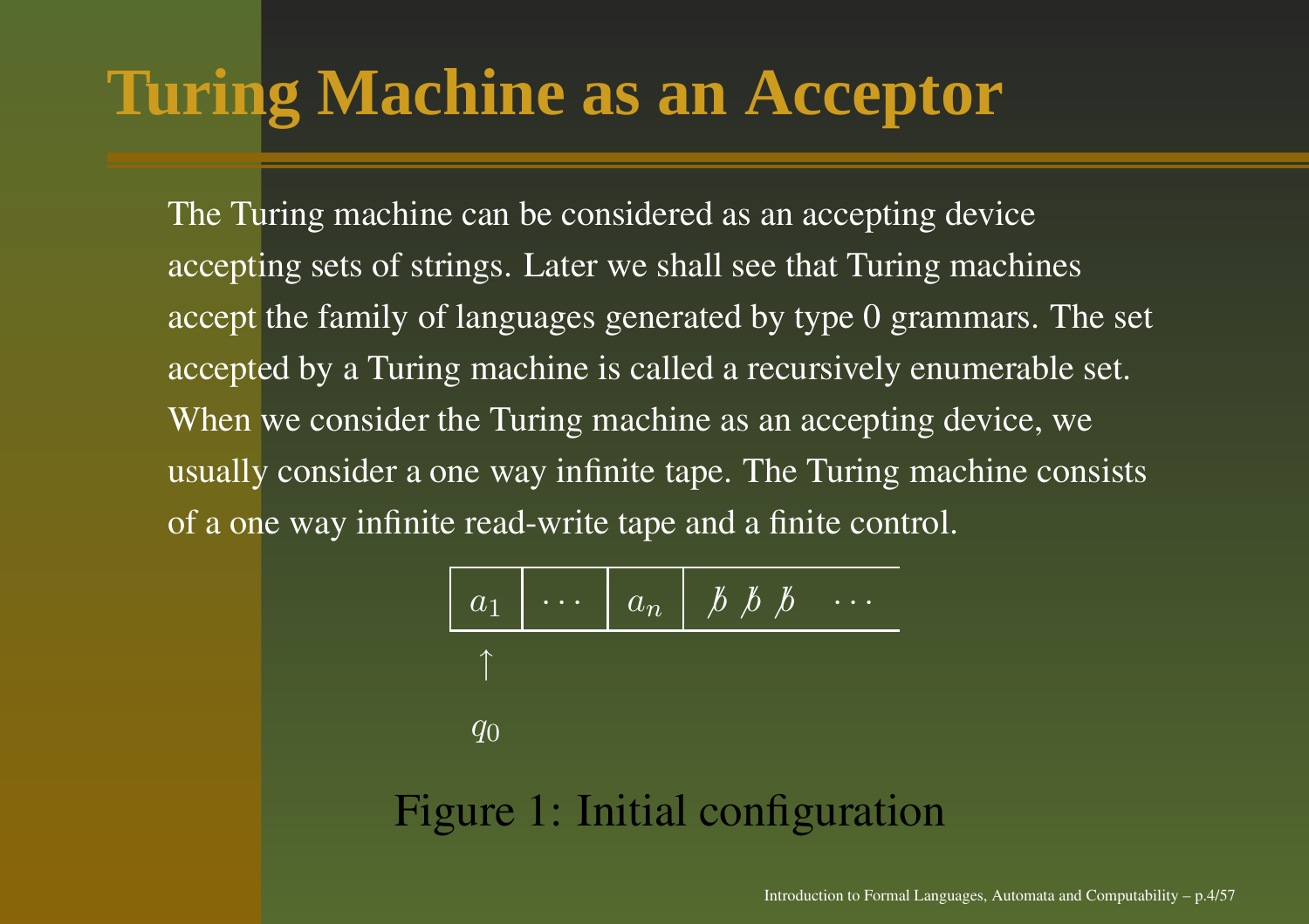# Turing Machine as an Acceptor

The Turing machine can be considered as an accepting device accepting sets of strings. Later we shall see that Turing machines accept the family of languages generated by type 0 grammars. The set accepted by a Turing machine is called a recursively enumerable set. When we consider the Turing machine as an accepting device, we usually consider a one way infinite tape. The Turing machine consists of a one way infinite read-write tape and a finite control.

| $a_1$ | $\cdots$ | $a_n$ | $\not b$ $\not b$ $\not b$ $\quad \cdots$ |
|---|---|---|---|

$\uparrow$

$q_0$

Figure 1: Initial configuration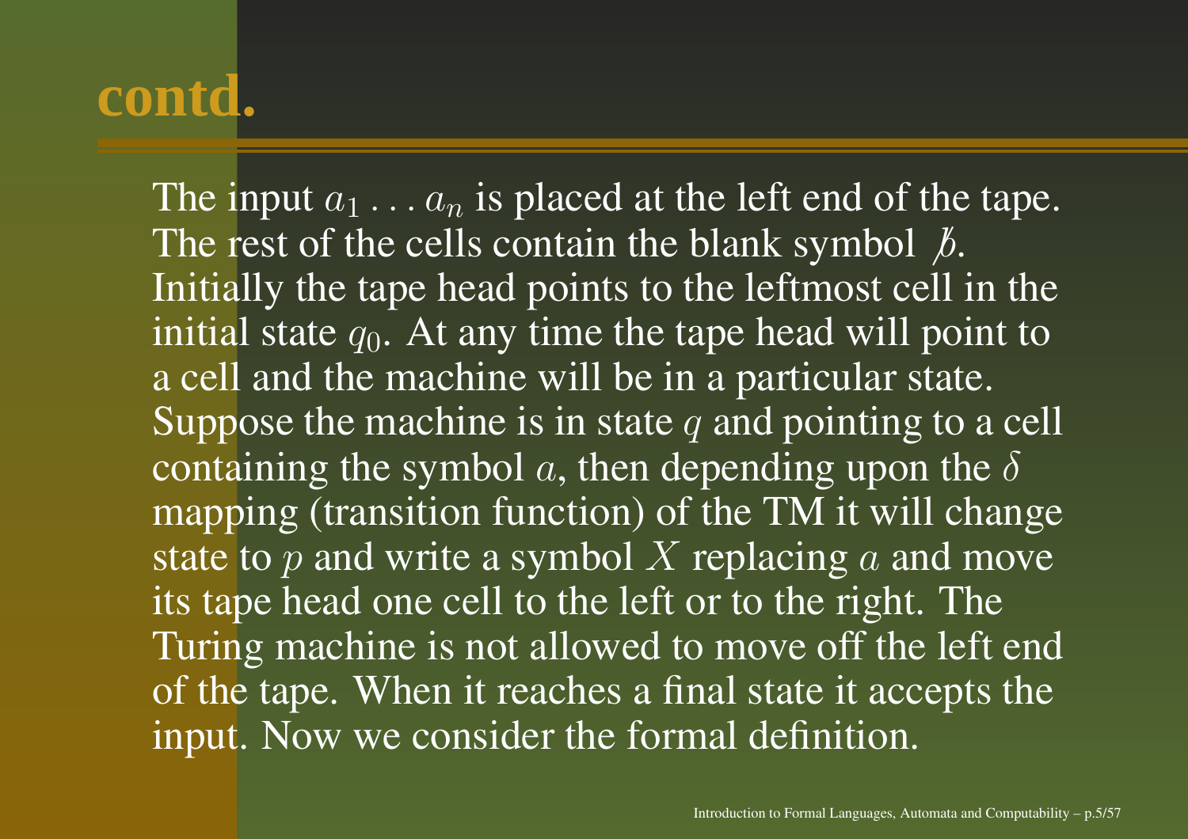# contd.

The input $a_1 \ldots a_n$ is placed at the left end of the tape. The rest of the cells contain the blank symbol $\not{b}$. Initially the tape head points to the leftmost cell in the initial state $q_0$. At any time the tape head will point to a cell and the machine will be in a particular state. Suppose the machine is in state $q$ and pointing to a cell containing the symbol $a$, then depending upon the $\delta$ mapping (transition function) of the TM it will change state to $p$ and write a symbol $X$ replacing $a$ and move its tape head one cell to the left or to the right. The Turing machine is not allowed to move off the left end of the tape. When it reaches a final state it accepts the input. Now we consider the formal definition.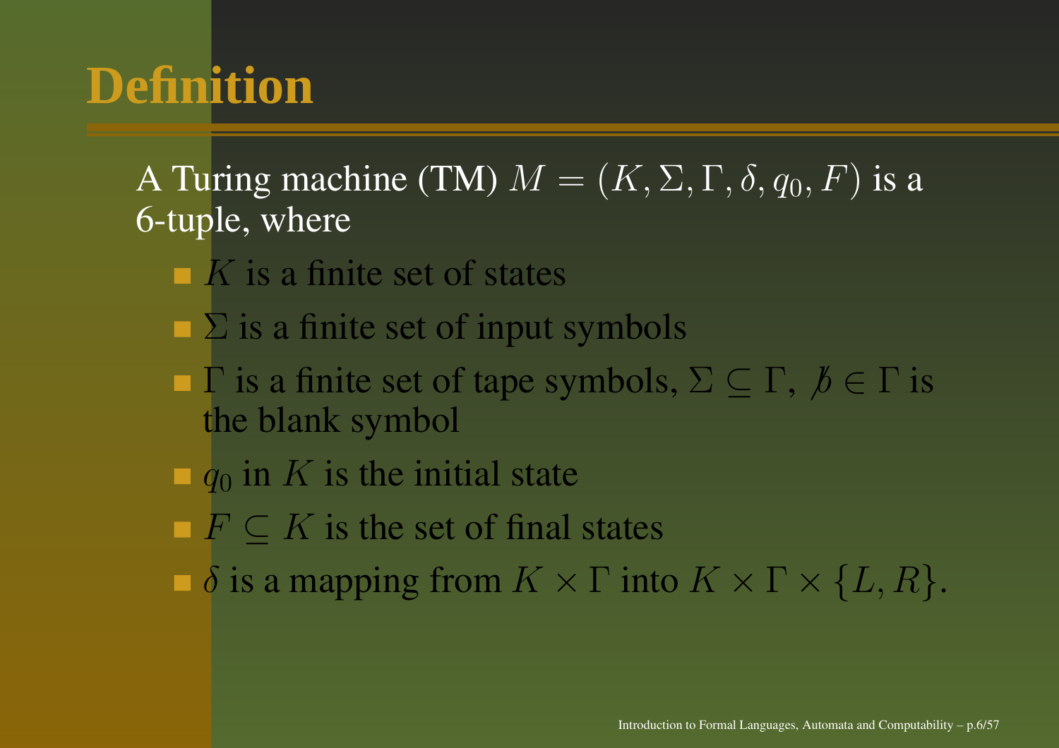# Definition

A Turing machine (TM) $M = (K, \Sigma, \Gamma, \delta, q_0, F)$ is a 6-tuple, where

- $K$ is a finite set of states
- $\Sigma$ is a finite set of input symbols
- $\Gamma$ is a finite set of tape symbols, $\Sigma \subseteq \Gamma$, $\not{b} \in \Gamma$ is the blank symbol
- $q_0$ in $K$ is the initial state
- $F \subseteq K$ is the set of final states
- $\delta$ is a mapping from $K \times \Gamma$ into $K \times \Gamma \times \{L, R\}$.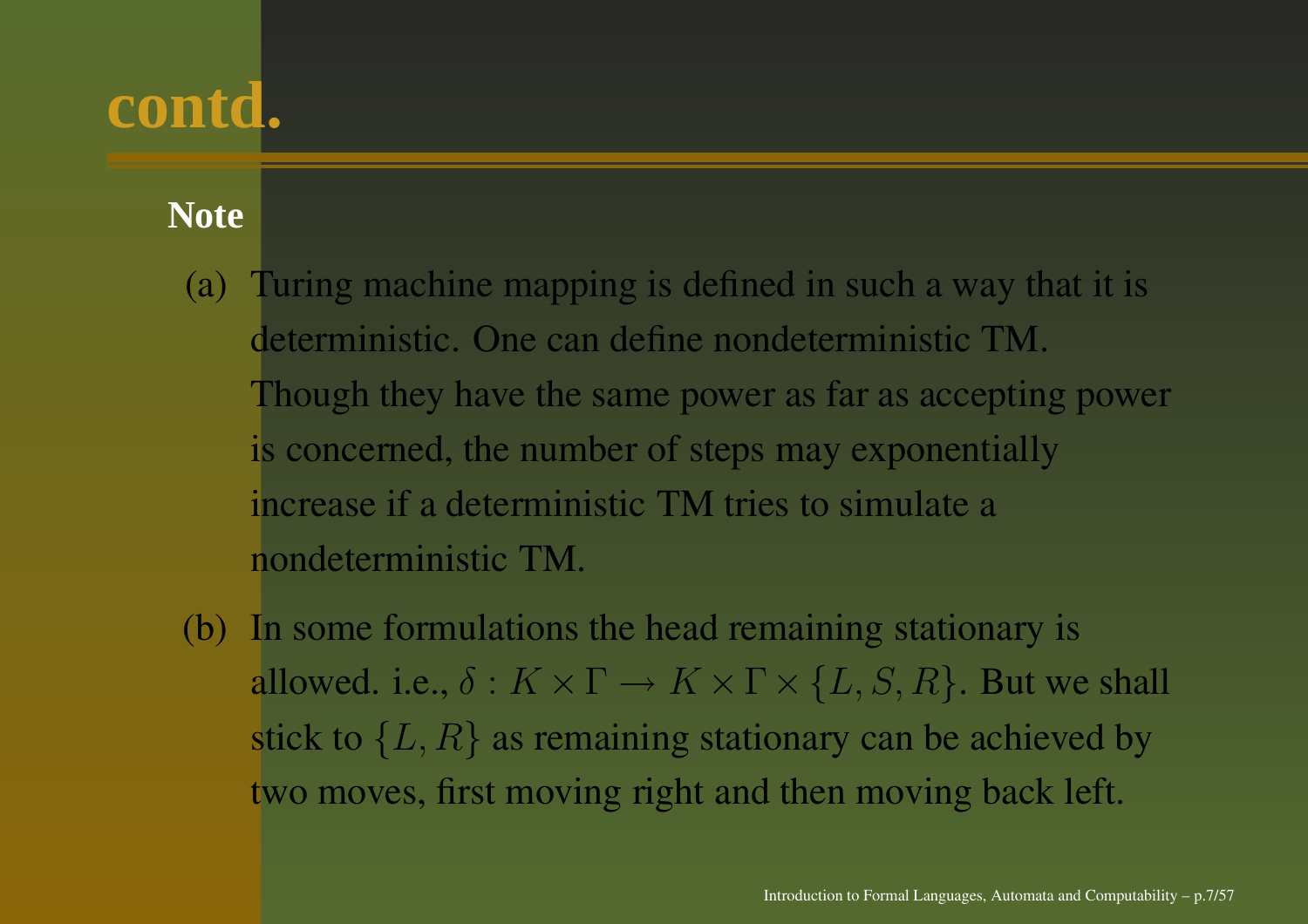# contd.

**Note**

(a) Turing machine mapping is defined in such a way that it is deterministic. One can define nondeterministic TM. Though they have the same power as far as accepting power is concerned, the number of steps may exponentially increase if a deterministic TM tries to simulate a nondeterministic TM.

(b) In some formulations the head remaining stationary is allowed. i.e., $\delta : K \times \Gamma \rightarrow K \times \Gamma \times \{L, S, R\}$. But we shall stick to $\{L, R\}$ as remaining stationary can be achieved by two moves, first moving right and then moving back left.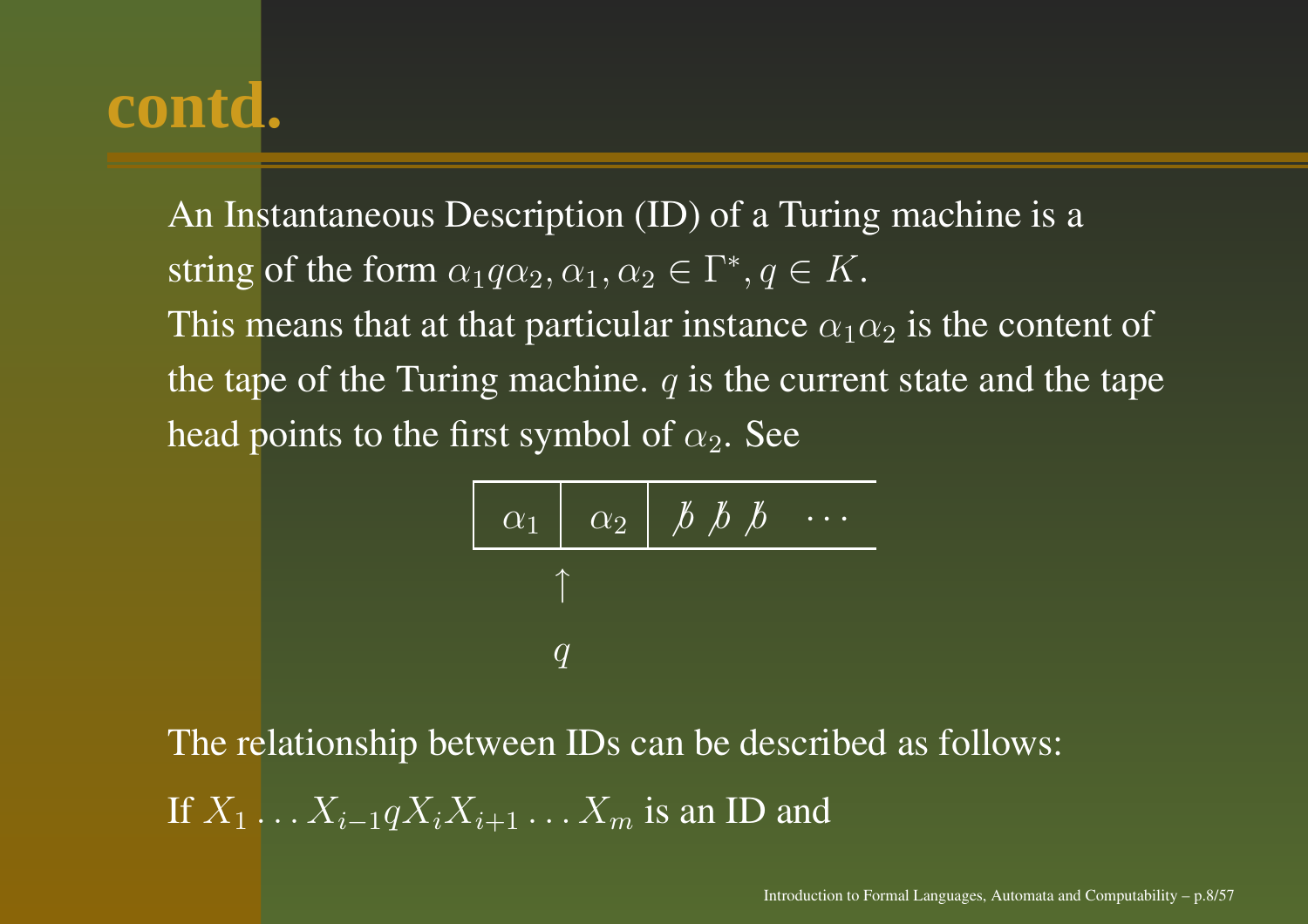# contd.

An Instantaneous Description (ID) of a Turing machine is a string of the form $\alpha_1 q \alpha_2, \alpha_1, \alpha_2 \in \Gamma^*, q \in K$.

This means that at that particular instance $\alpha_1 \alpha_2$ is the content of the tape of the Turing machine. $q$ is the current state and the tape head points to the first symbol of $\alpha_2$. See

| $\alpha_1$ | $\alpha_2$ | $\not b \; \not b \; \not b \quad \cdots$ |
|---|---|---|

$$\begin{array}{c} \uparrow \\ q \end{array}$$

The relationship between IDs can be described as follows:

If $X_1 \ldots X_{i-1} q X_i X_{i+1} \ldots X_m$ is an ID and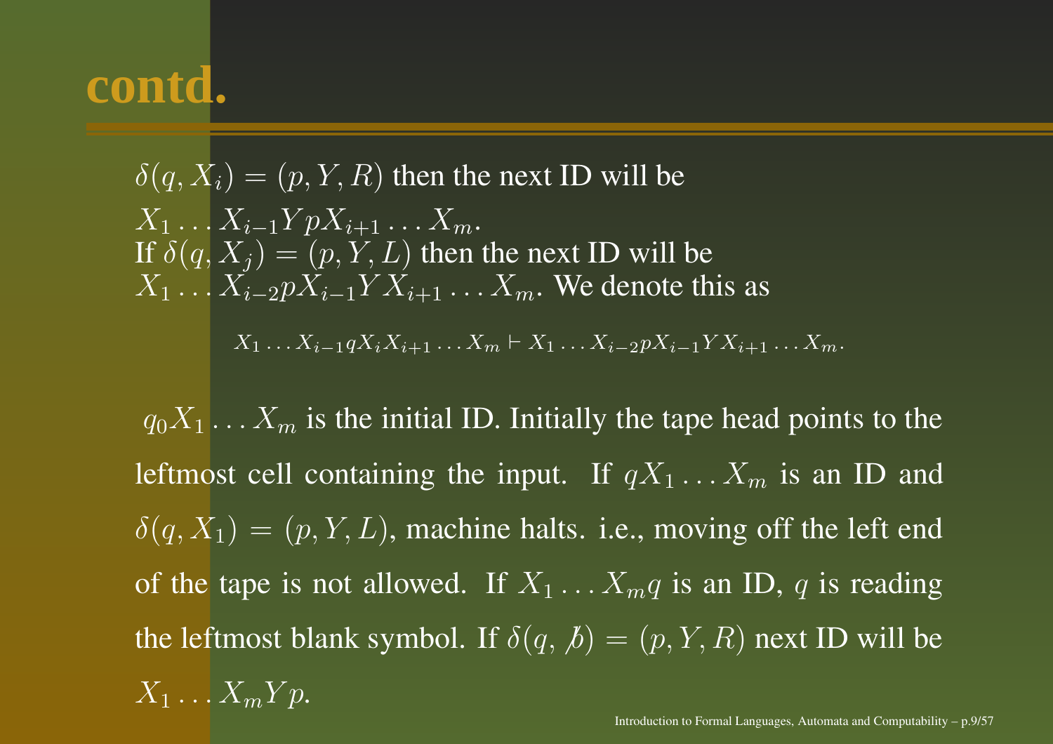# contd.

$\delta(q, X_i) = (p, Y, R)$ then the next ID will be
$X_1 \ldots X_{i-1} Y p X_{i+1} \ldots X_m$.
If $\delta(q, X_j) = (p, Y, L)$ then the next ID will be
$X_1 \ldots X_{i-2} p X_{i-1} Y X_{i+1} \ldots X_m$. We denote this as

$$X_1 \ldots X_{i-1} q X_i X_{i+1} \ldots X_m \vdash X_1 \ldots X_{i-2} p X_{i-1} Y X_{i+1} \ldots X_m.$$

$q_0 X_1 \ldots X_m$ is the initial ID. Initially the tape head points to the leftmost cell containing the input. If $q X_1 \ldots X_m$ is an ID and $\delta(q, X_1) = (p, Y, L)$, machine halts. i.e., moving off the left end of the tape is not allowed. If $X_1 \ldots X_m q$ is an ID, $q$ is reading the leftmost blank symbol. If $\delta(q, \not{b}) = (p, Y, R)$ next ID will be $X_1 \ldots X_m Y p$.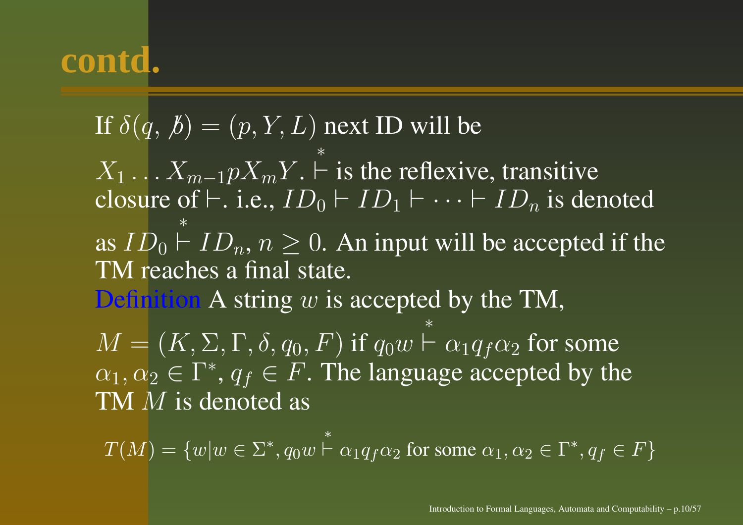# contd.

If $\delta(q, \not{b}) = (p, Y, L)$ next ID will be $X_1 \ldots X_{m-1} p X_m Y$. $\overset{*}{\vdash}$ is the reflexive, transitive closure of $\vdash$. i.e., $ID_0 \vdash ID_1 \vdash \cdots \vdash ID_n$ is denoted as $ID_0 \overset{*}{\vdash} ID_n$, $n \geq 0$. An input will be accepted if the TM reaches a final state.

Definition A string $w$ is accepted by the TM, $M = (K, \Sigma, \Gamma, \delta, q_0, F)$ if $q_0 w \overset{*}{\vdash} \alpha_1 q_f \alpha_2$ for some $\alpha_1, \alpha_2 \in \Gamma^*$, $q_f \in F$. The language accepted by the TM $M$ is denoted as

$$T(M) = \{w | w \in \Sigma^*, q_0 w \overset{*}{\vdash} \alpha_1 q_f \alpha_2 \text{ for some } \alpha_1, \alpha_2 \in \Gamma^*, q_f \in F\}$$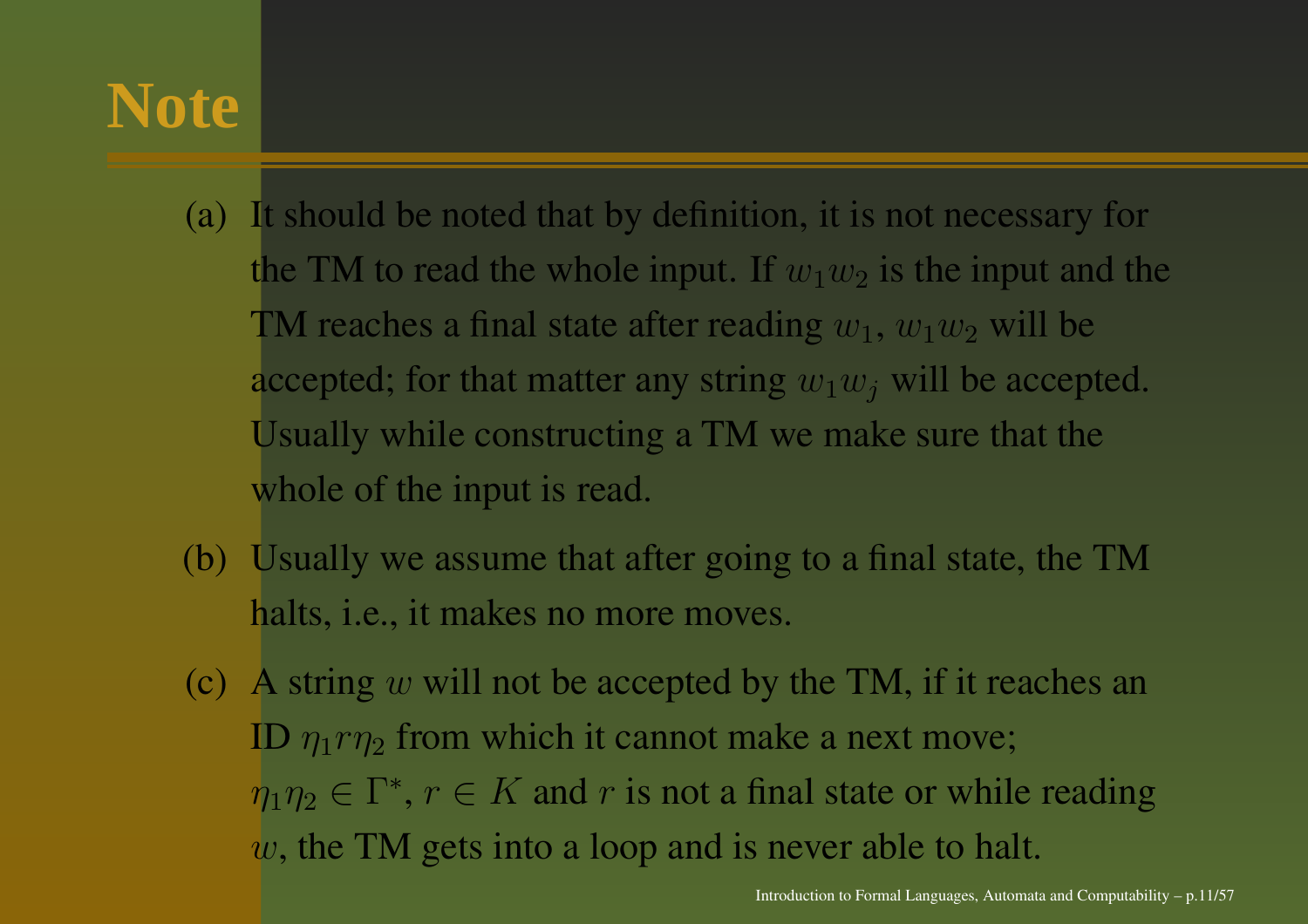# Note

(a) It should be noted that by definition, it is not necessary for the TM to read the whole input. If $w_1 w_2$ is the input and the TM reaches a final state after reading $w_1$, $w_1 w_2$ will be accepted; for that matter any string $w_1 w_j$ will be accepted. Usually while constructing a TM we make sure that the whole of the input is read.

(b) Usually we assume that after going to a final state, the TM halts, i.e., it makes no more moves.

(c) A string $w$ will not be accepted by the TM, if it reaches an ID $\eta_1 r \eta_2$ from which it cannot make a next move; $\eta_1 \eta_2 \in \Gamma^*$, $r \in K$ and $r$ is not a final state or while reading $w$, the TM gets into a loop and is never able to halt.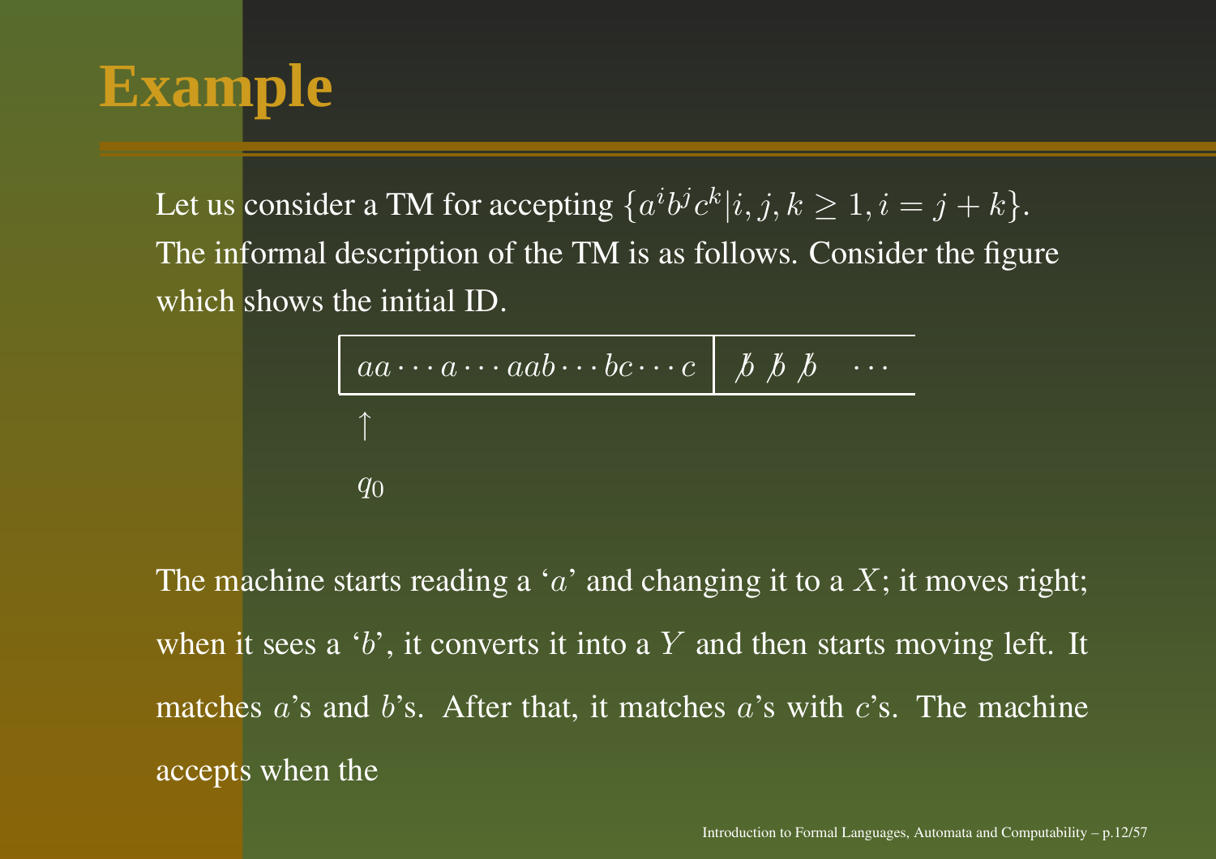# Example

Let us consider a TM for accepting $\{a^i b^j c^k | i, j, k \geq 1, i = j + k\}$. The informal description of the TM is as follows. Consider the figure which shows the initial ID.

$$\begin{array}{|c|c}
\hline
aa \cdots a \cdots aab \cdots bc \cdots c & \not b \; \not b \; \not b \quad \cdots \\
\hline
\end{array}$$

$$\uparrow$$
$$q_0$$

The machine starts reading a '$a$' and changing it to a $X$; it moves right; when it sees a '$b$', it converts it into a $Y$ and then starts moving left. It matches $a$'s and $b$'s. After that, it matches $a$'s with $c$'s. The machine accepts when the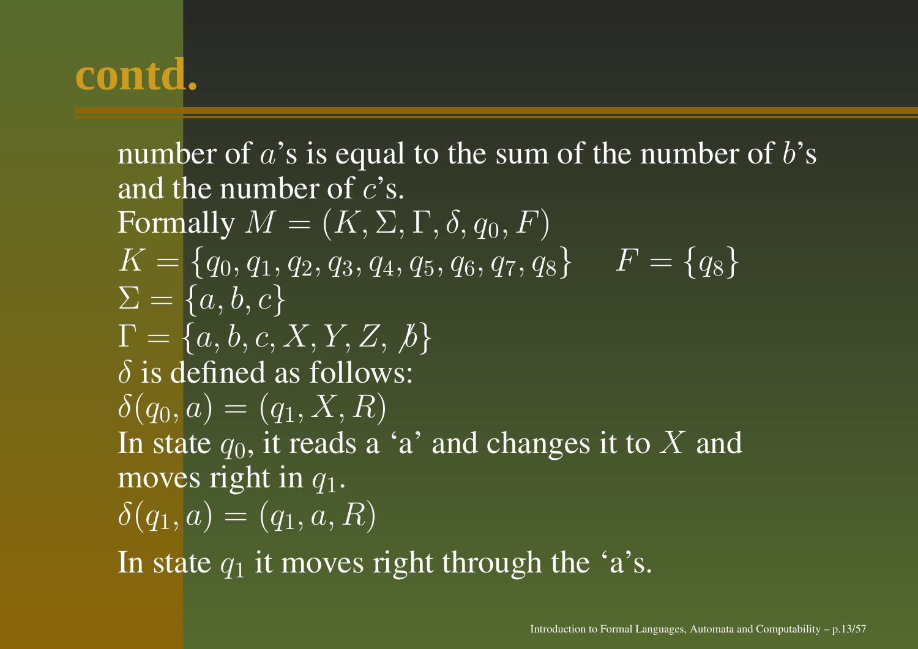# contd.

number of $a$'s is equal to the sum of the number of $b$'s and the number of $c$'s.

Formally $M = (K, \Sigma, \Gamma, \delta, q_0, F)$

$K = \{q_0, q_1, q_2, q_3, q_4, q_5, q_6, q_7, q_8\}$ $\quad F = \{q_8\}$

$\Sigma = \{a, b, c\}$

$\Gamma = \{a, b, c, X, Y, Z, \not{b}\}$

$\delta$ is defined as follows:

$\delta(q_0, a) = (q_1, X, R)$

In state $q_0$, it reads a 'a' and changes it to $X$ and moves right in $q_1$.

$\delta(q_1, a) = (q_1, a, R)$

In state $q_1$ it moves right through the 'a's.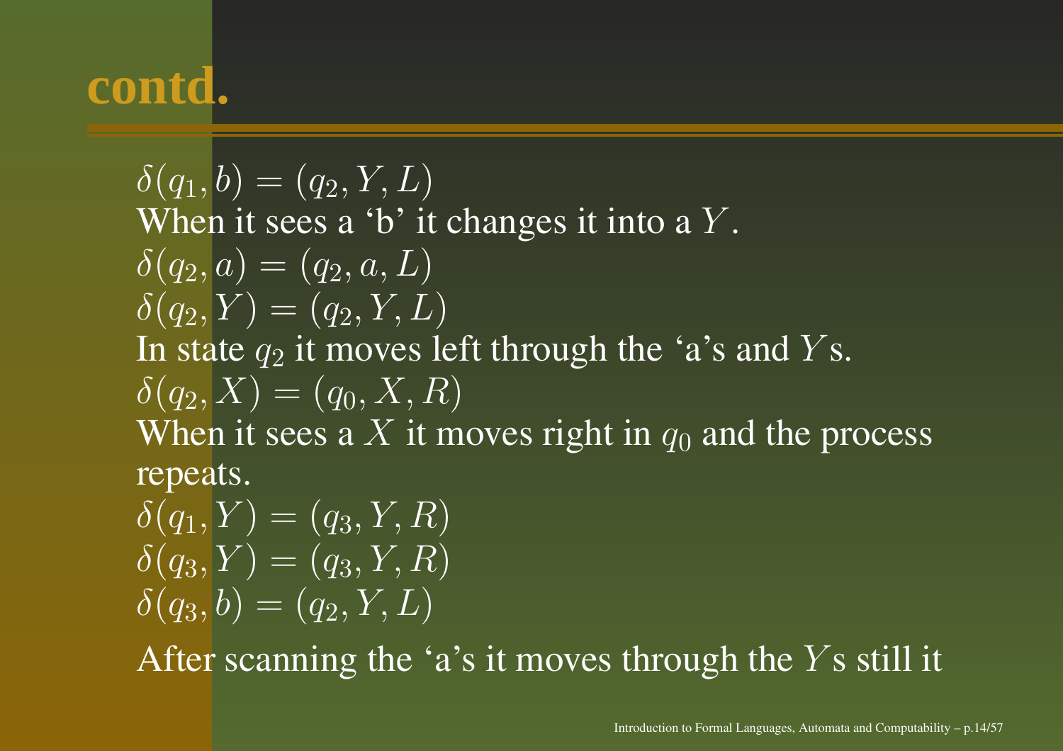# contd.

$\delta(q_1, b) = (q_2, Y, L)$
When it sees a 'b' it changes it into a $Y$.
$\delta(q_2, a) = (q_2, a, L)$
$\delta(q_2, Y) = (q_2, Y, L)$
In state $q_2$ it moves left through the 'a's and $Y$s.
$\delta(q_2, X) = (q_0, X, R)$
When it sees a $X$ it moves right in $q_0$ and the process repeats.
$\delta(q_1, Y) = (q_3, Y, R)$
$\delta(q_3, Y) = (q_3, Y, R)$
$\delta(q_3, b) = (q_2, Y, L)$

After scanning the 'a's it moves through the $Y$s still it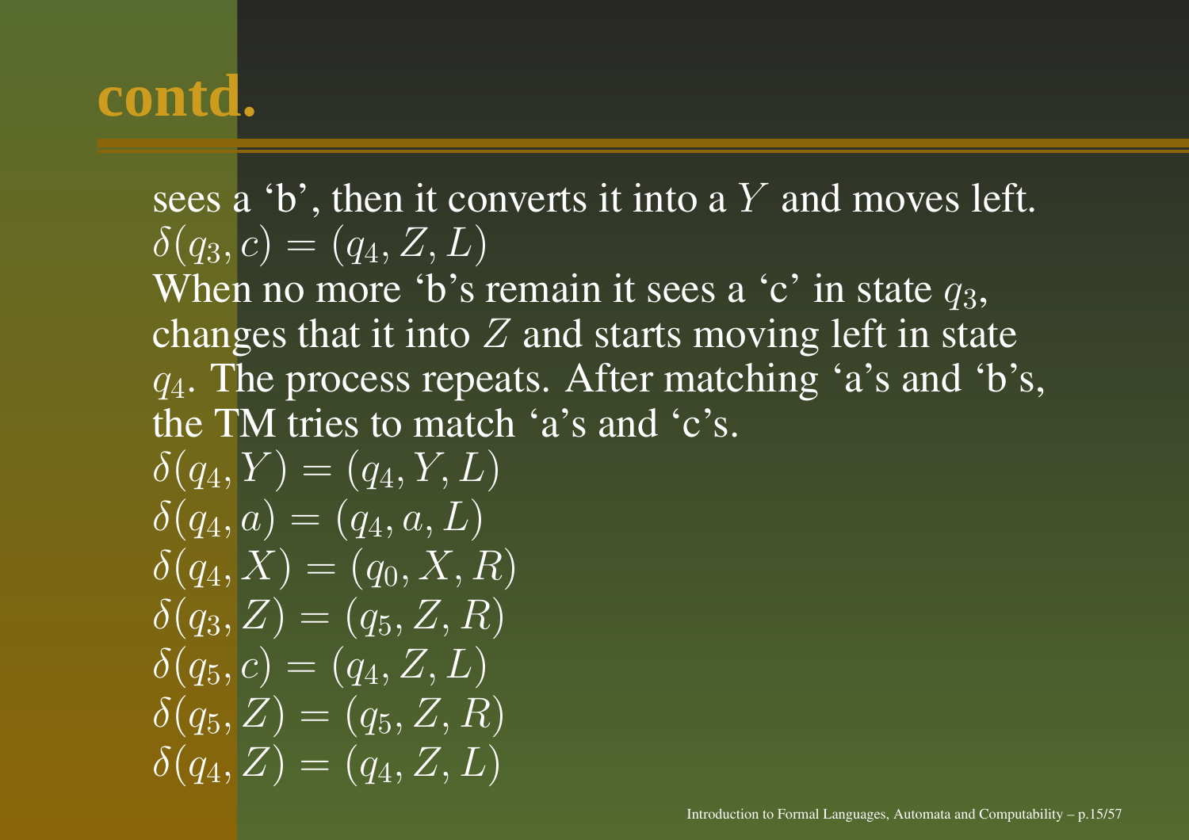# contd.

sees a ‘b’, then it converts it into a $Y$ and moves left.
$\delta(q_3, c) = (q_4, Z, L)$
When no more ‘b’s remain it sees a ‘c’ in state $q_3$, changes that it into $Z$ and starts moving left in state $q_4$. The process repeats. After matching ‘a’s and ‘b’s, the TM tries to match ‘a’s and ‘c’s.
$\delta(q_4, Y) = (q_4, Y, L)$
$\delta(q_4, a) = (q_4, a, L)$
$\delta(q_4, X) = (q_0, X, R)$
$\delta(q_3, Z) = (q_5, Z, R)$
$\delta(q_5, c) = (q_4, Z, L)$
$\delta(q_5, Z) = (q_5, Z, R)$
$\delta(q_4, Z) = (q_4, Z, L)$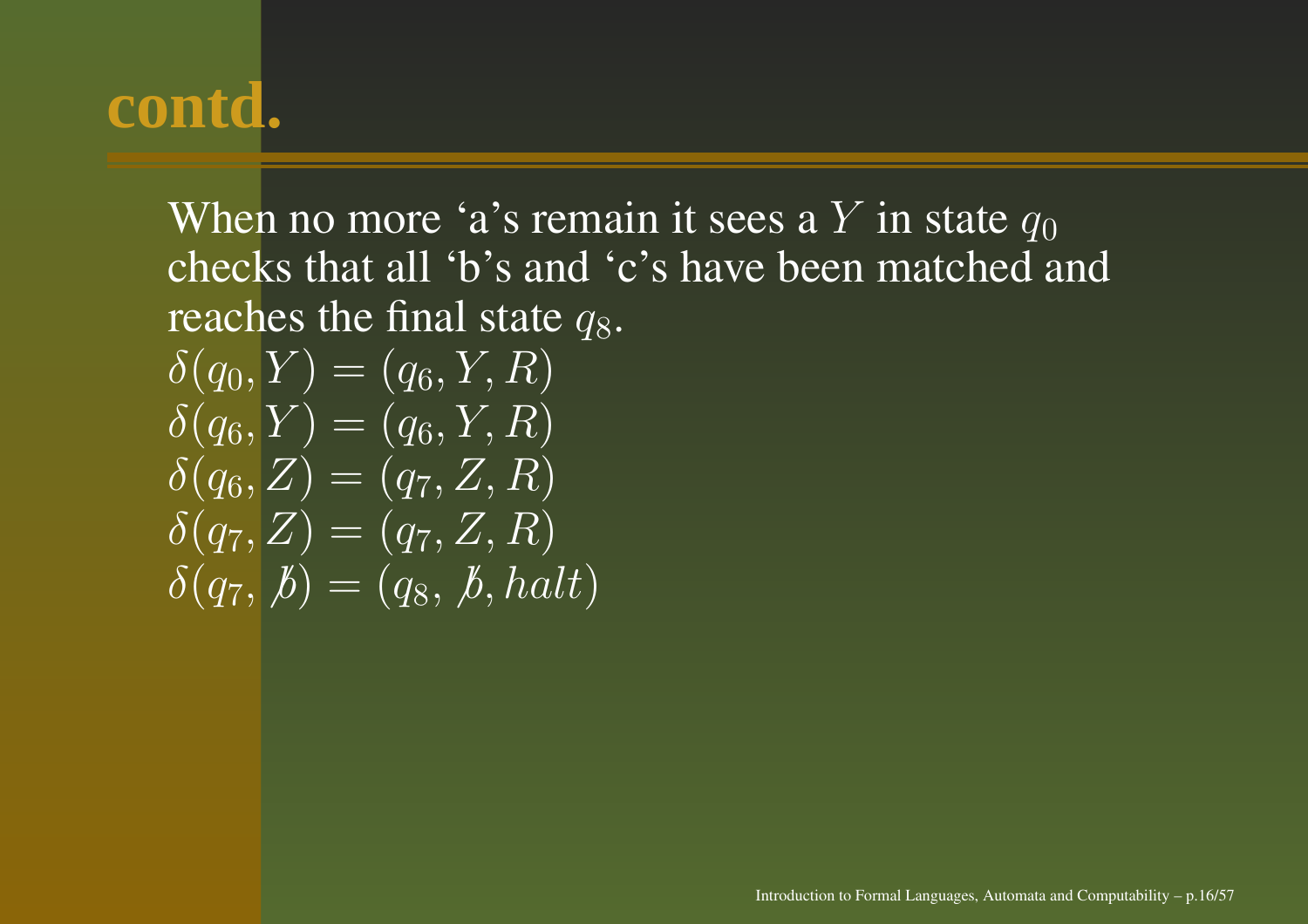# contd.

When no more ‘a’s remain it sees a $Y$ in state $q_0$ checks that all ‘b’s and ‘c’s have been matched and reaches the final state $q_8$.

$\delta(q_0, Y) = (q_6, Y, R)$
$\delta(q_6, Y) = (q_6, Y, R)$
$\delta(q_6, Z) = (q_7, Z, R)$
$\delta(q_7, Z) = (q_7, Z, R)$
$\delta(q_7, \not{b}) = (q_8, \not{b}, halt)$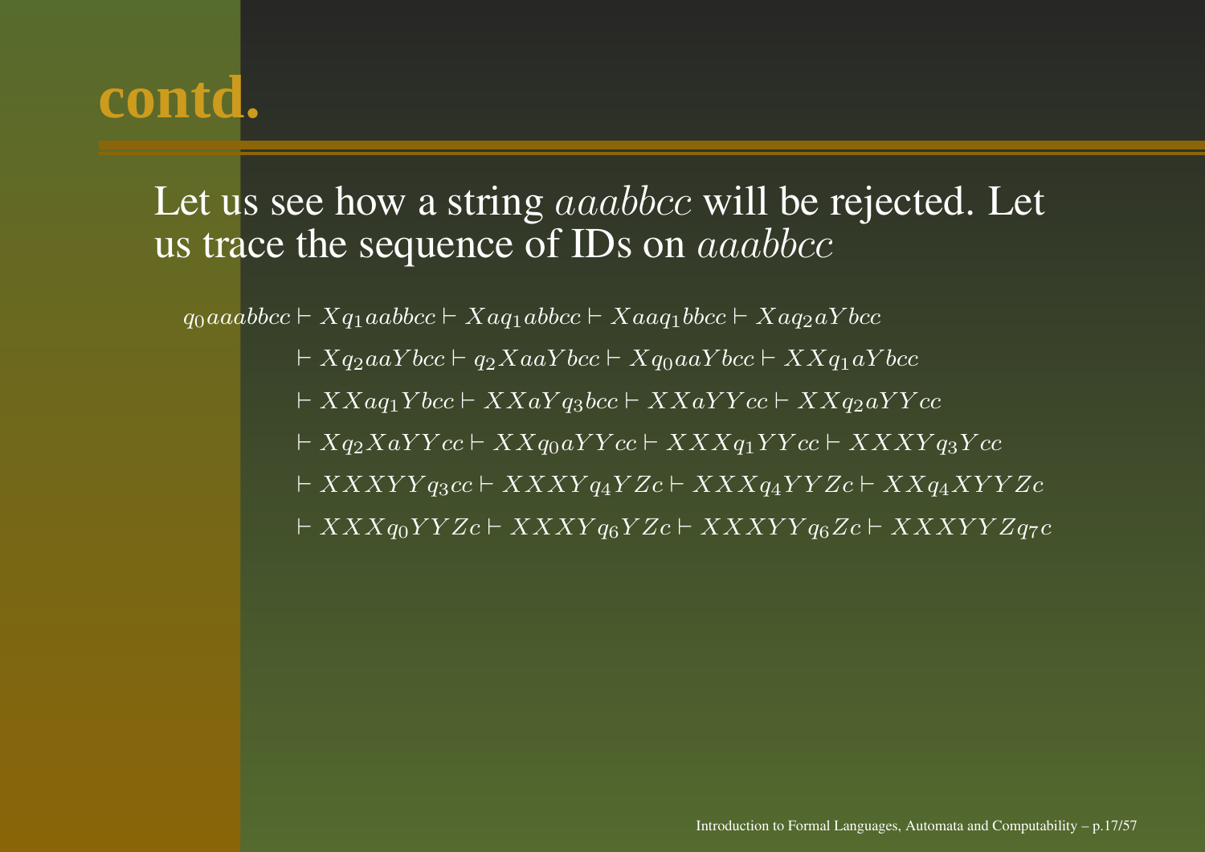# contd.

Let us see how a string $aaabbcc$ will be rejected. Let us trace the sequence of IDs on $aaabbcc$

$$
\begin{aligned}
& q_0aaabbcc \vdash Xq_1aabbcc \vdash Xaq_1abbcc \vdash Xaaq_1bbcc \vdash Xaq_2aYbcc \\
& \vdash Xq_2aaYbcc \vdash q_2XaaYbcc \vdash Xq_0aaYbcc \vdash XXq_1aYbcc \\
& \vdash XXaq_1Ybcc \vdash XXaYq_3bcc \vdash XXaYYcc \vdash XXq_2aYYcc \\
& \vdash Xq_2XaYYcc \vdash XXq_0aYYcc \vdash XXXq_1YYcc \vdash XXXYq_3Ycc \\
& \vdash XXXYYq_3cc \vdash XXXYq_4YZc \vdash XXXq_4YYZc \vdash XXq_4XYYZc \\
& \vdash XXXq_0YYZc \vdash XXXYq_6YZc \vdash XXXYYq_6Zc \vdash XXXYYZq_7c
\end{aligned}
$$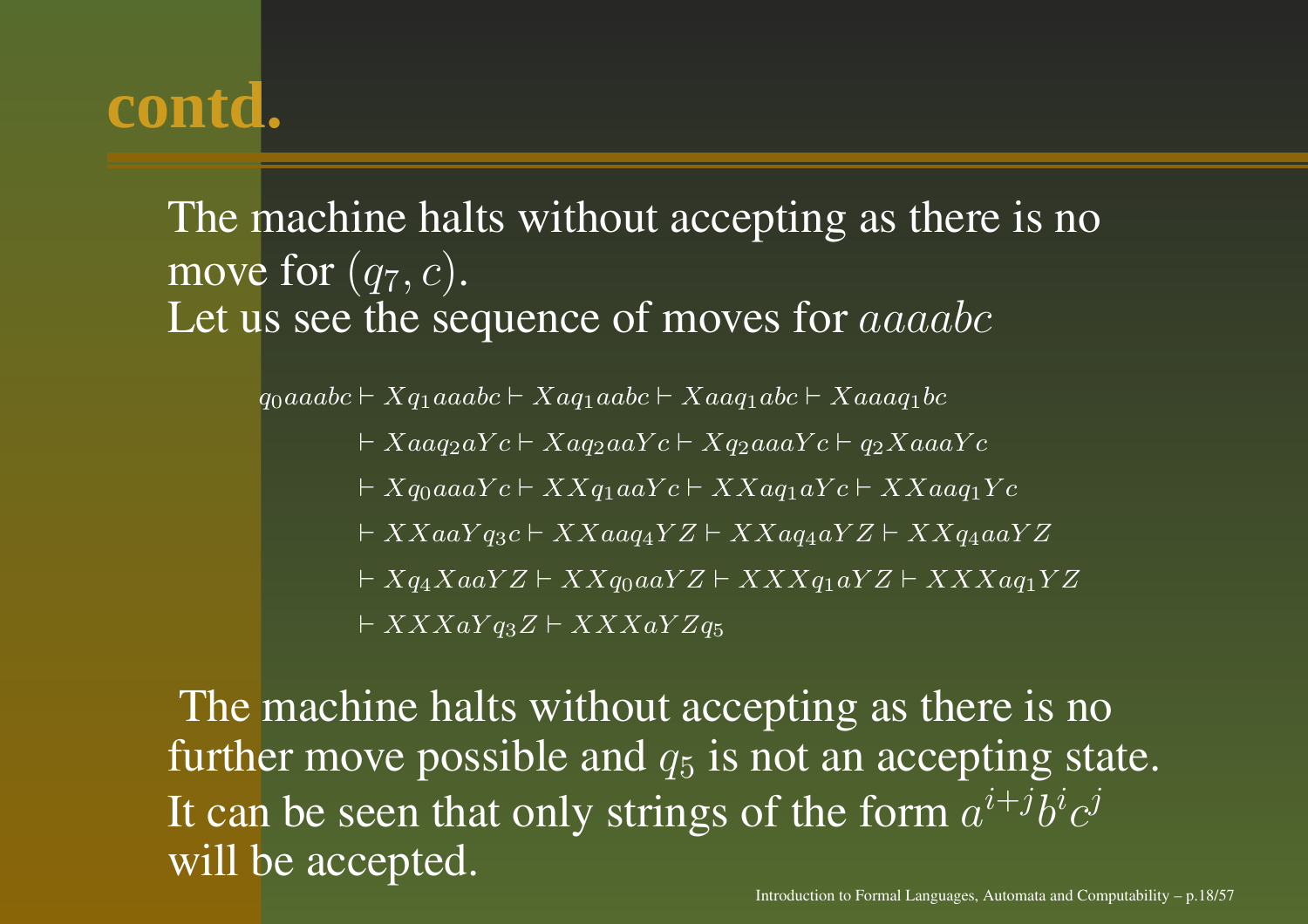# contd.

The machine halts without accepting as there is no move for $(q_7, c)$.
Let us see the sequence of moves for $aaaabc$

$$
\begin{aligned}
q_0aaaabc &\vdash Xq_1aaabc \vdash Xaq_1aabc \vdash Xaaq_1abc \vdash Xaaaq_1bc \\
&\vdash Xaaq_2aYc \vdash Xaq_2aaYc \vdash Xq_2aaaYc \vdash q_2XaaaYc \\
&\vdash Xq_0aaaYc \vdash XXq_1aaYc \vdash XXaq_1aYc \vdash XXaaq_1Yc \\
&\vdash XXaaYq_3c \vdash XXaaq_4YZ \vdash XXaq_4aYZ \vdash XXq_4aaYZ \\
&\vdash Xq_4XaaYZ \vdash XXq_0aaYZ \vdash XXXq_1aYZ \vdash XXXaq_1YZ \\
&\vdash XXXaYq_3Z \vdash XXXaYZq_5
\end{aligned}
$$

The machine halts without accepting as there is no further move possible and $q_5$ is not an accepting state.
It can be seen that only strings of the form $a^{i+j}b^ic^j$ will be accepted.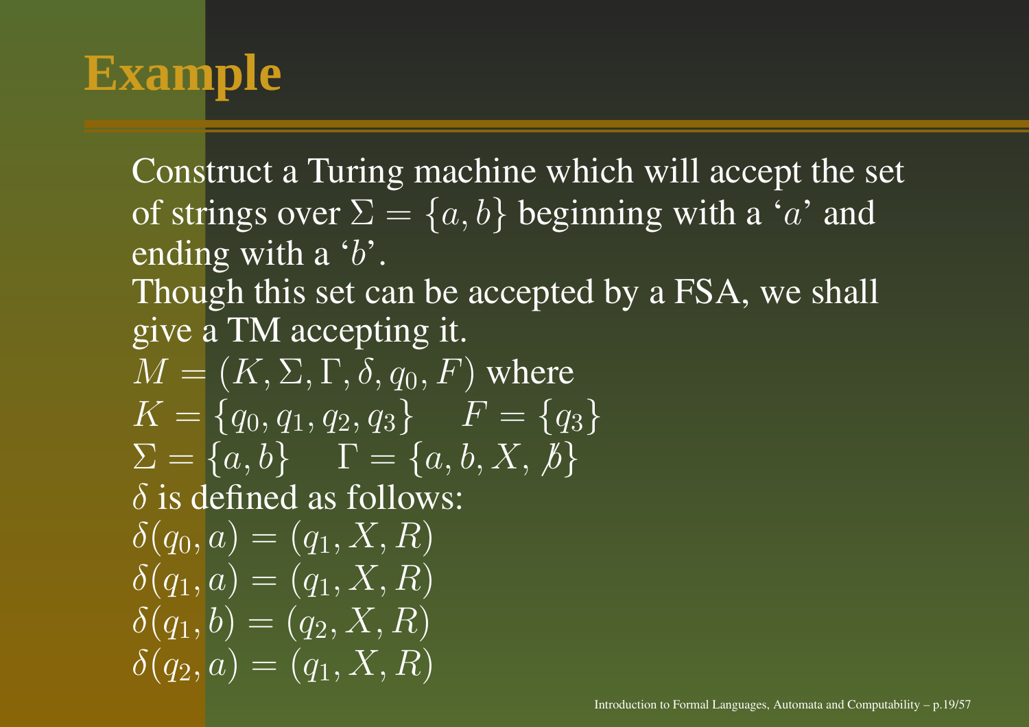# Example

Construct a Turing machine which will accept the set of strings over $\Sigma = \{a, b\}$ beginning with a '$a$' and ending with a '$b$'.
Though this set can be accepted by a FSA, we shall give a TM accepting it.
$M = (K, \Sigma, \Gamma, \delta, q_0, F)$ where
$K = \{q_0, q_1, q_2, q_3\} \quad F = \{q_3\}$
$\Sigma = \{a, b\} \quad \Gamma = \{a, b, X, \not{b}\}$
$\delta$ is defined as follows:
$\delta(q_0, a) = (q_1, X, R)$
$\delta(q_1, a) = (q_1, X, R)$
$\delta(q_1, b) = (q_2, X, R)$
$\delta(q_2, a) = (q_1, X, R)$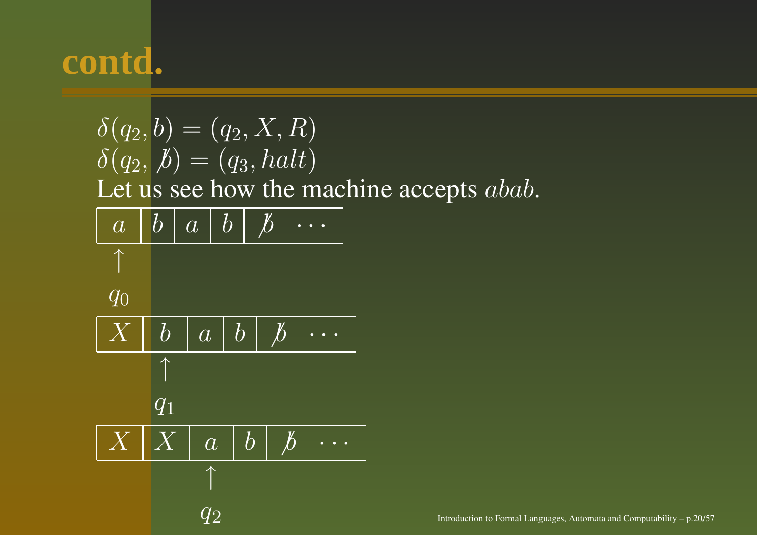# contd.

$\delta(q_2, b) = (q_2, X, R)$
$\delta(q_2, \not{b}) = (q_3, halt)$

Let us see how the machine accepts $abab$.

| $a$ | $b$ | $a$ | $b$ | $\not{b}$ | $\cdots$ |
|---|---|---|---|---|---|
| $\uparrow$ $q_0$ | | | | | |

| $X$ | $b$ | $a$ | $b$ | $\not{b}$ | $\cdots$ |
|---|---|---|---|---|---|
| | $\uparrow$ $q_1$ | | | | |

| $X$ | $X$ | $a$ | $b$ | $\not{b}$ | $\cdots$ |
|---|---|---|---|---|---|
| | | $\uparrow$ $q_2$ | | | |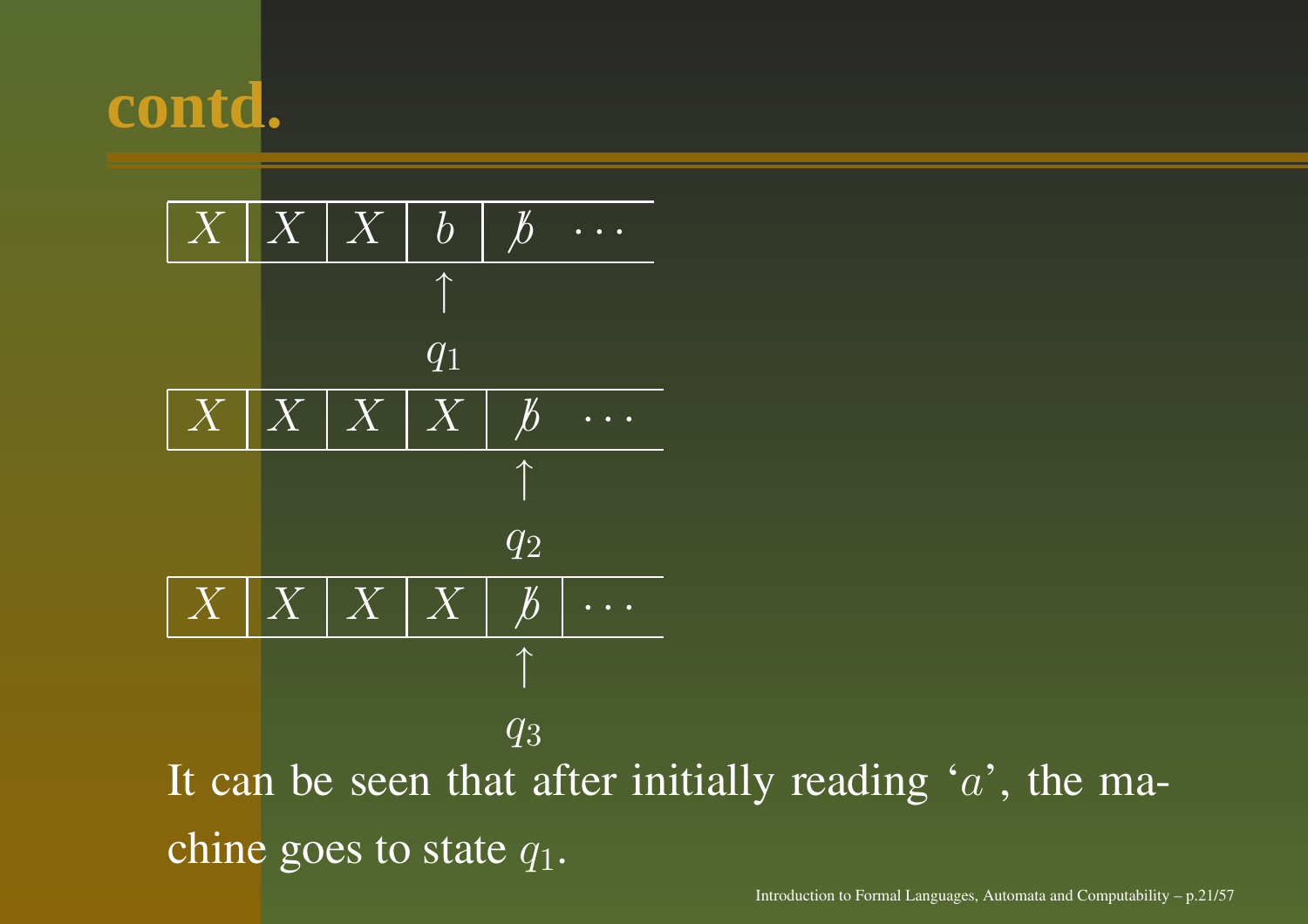# contd.

| $X$ | $X$ | $X$ | $b$ | $\not{b}$ $\cdots$ |
|---|---|---|---|---|
| | | | $\uparrow$ $q_1$ | |

| $X$ | $X$ | $X$ | $X$ | $\not{b}$ $\cdots$ |
|---|---|---|---|---|
| | | | | $\uparrow$ $q_2$ |

| $X$ | $X$ | $X$ | $X$ | $\not{b}$ | $\cdots$ |
|---|---|---|---|---|---|
| | | | | $\uparrow$ $q_3$ | |

It can be seen that after initially reading '$a$', the machine goes to state $q_1$.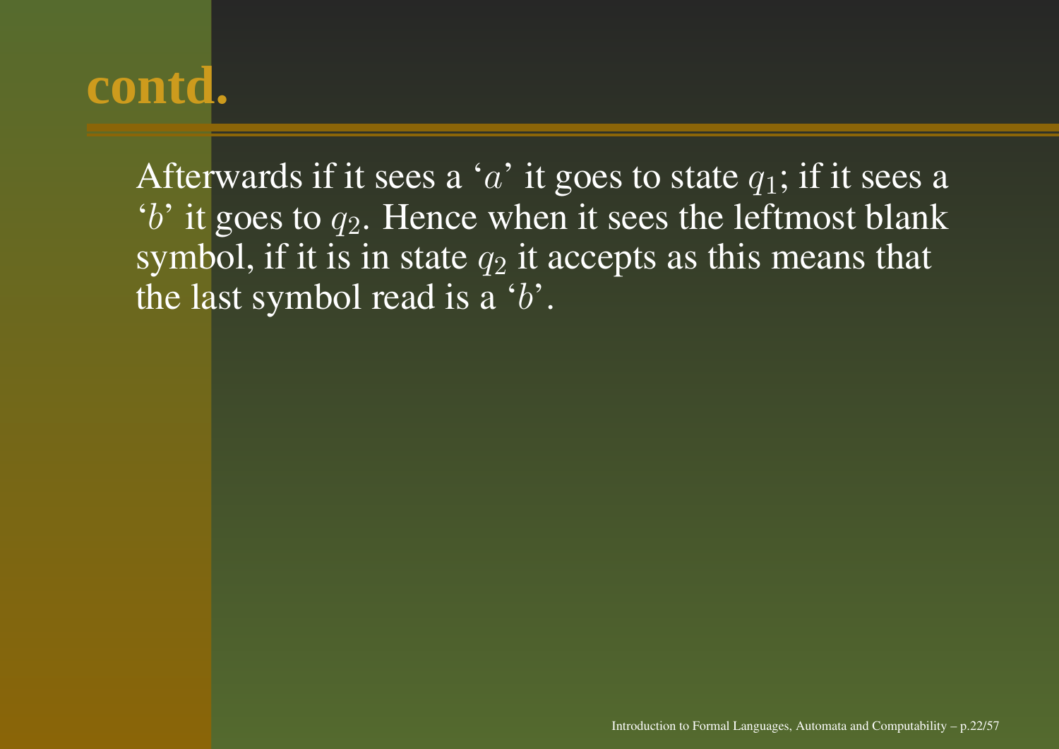# contd.

Afterwards if it sees a '$a$' it goes to state $q_1$; if it sees a '$b$' it goes to $q_2$. Hence when it sees the leftmost blank symbol, if it is in state $q_2$ it accepts as this means that the last symbol read is a '$b$'.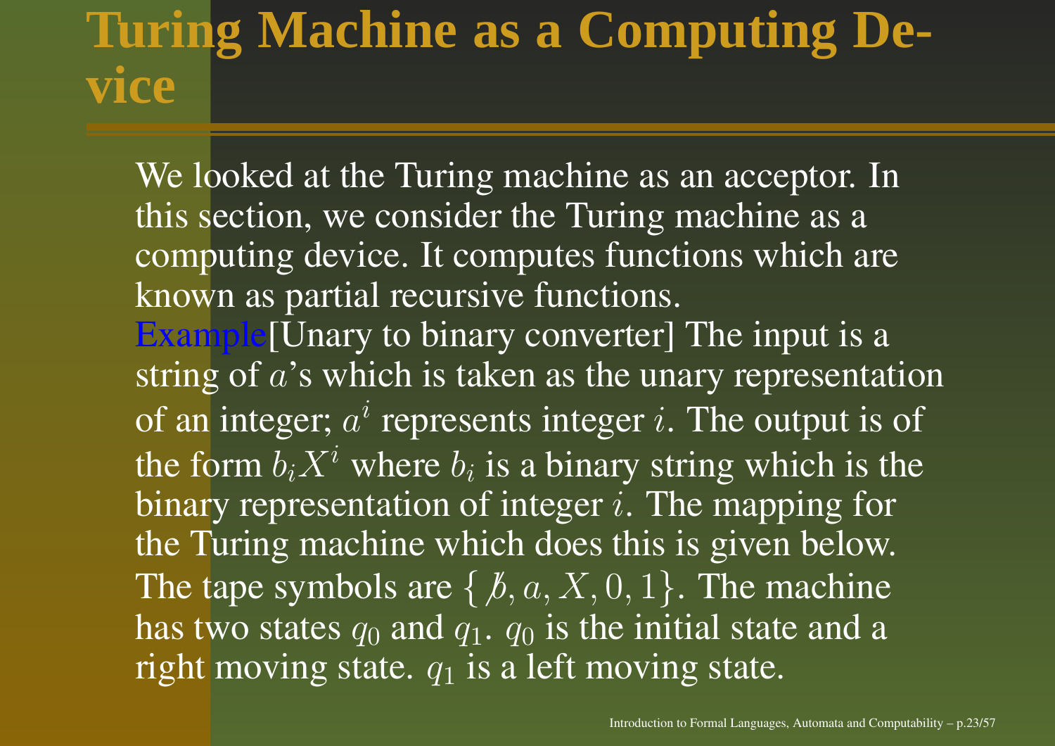# Turing Machine as a Computing Device

We looked at the Turing machine as an acceptor. In this section, we consider the Turing machine as a computing device. It computes functions which are known as partial recursive functions.

Example[Unary to binary converter] The input is a string of $a$'s which is taken as the unary representation of an integer; $a^i$ represents integer $i$. The output is of the form $b_i X^i$ where $b_i$ is a binary string which is the binary representation of integer $i$. The mapping for the Turing machine which does this is given below. The tape symbols are $\{ \not{b}, a, X, 0, 1\}$. The machine has two states $q_0$ and $q_1$. $q_0$ is the initial state and a right moving state. $q_1$ is a left moving state.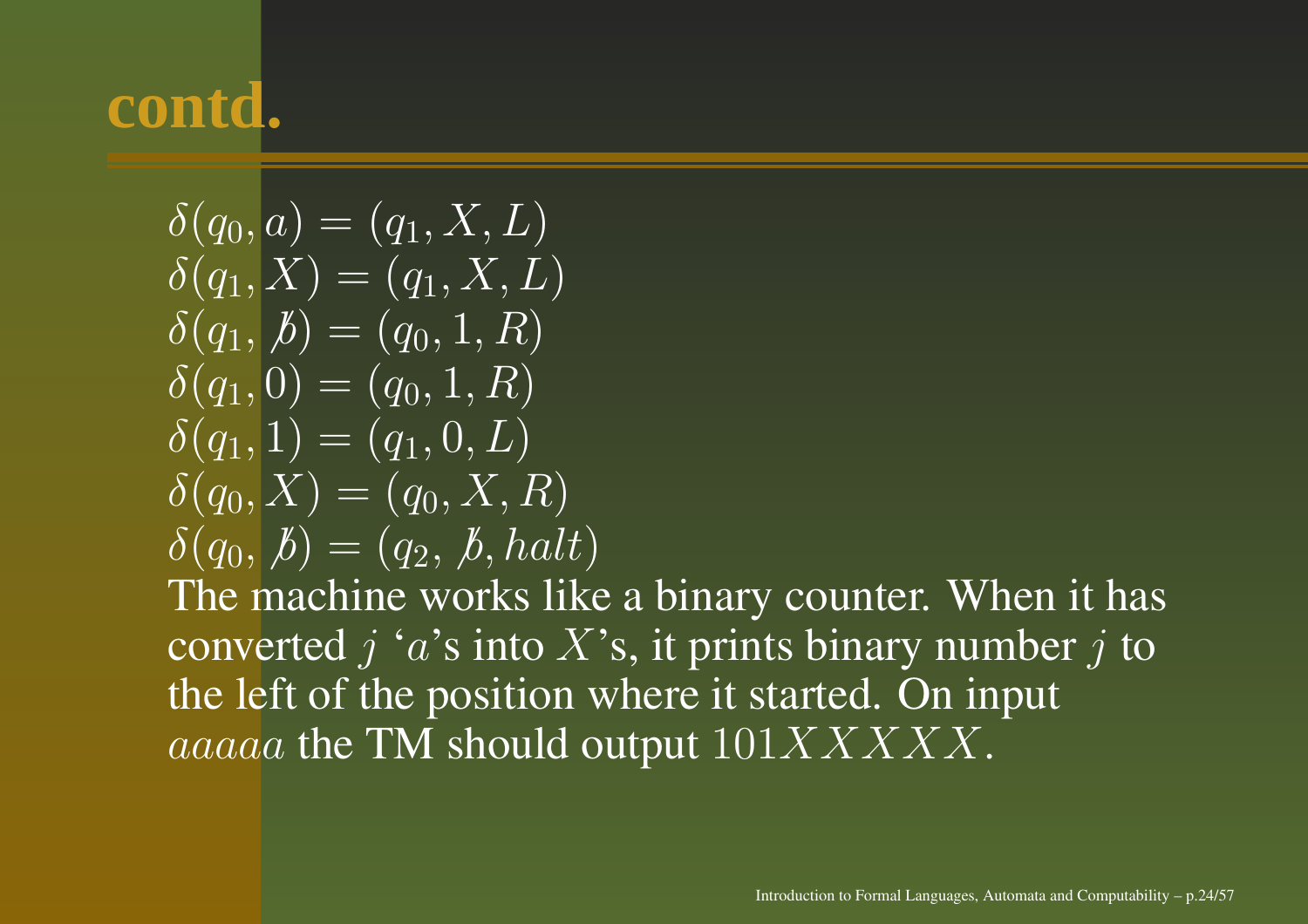# contd.

$\delta(q_0, a) = (q_1, X, L)$
$\delta(q_1, X) = (q_1, X, L)$
$\delta(q_1, \not b) = (q_0, 1, R)$
$\delta(q_1, 0) = (q_0, 1, R)$
$\delta(q_1, 1) = (q_1, 0, L)$
$\delta(q_0, X) = (q_0, X, R)$
$\delta(q_0, \not b) = (q_2, \not b, halt)$

The machine works like a binary counter. When it has converted $j$ '$a$'s into $X$'s, it prints binary number $j$ to the left of the position where it started. On input $aaaaa$ the TM should output $101XXXXX$.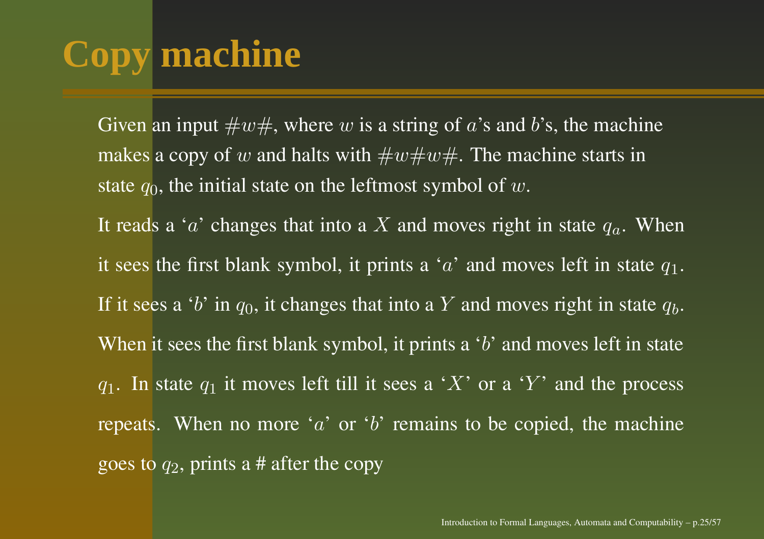# Copy machine

Given an input $\#w\#$, where $w$ is a string of $a$'s and $b$'s, the machine makes a copy of $w$ and halts with $\#w\#w\#$. The machine starts in state $q_0$, the initial state on the leftmost symbol of $w$.

It reads a '$a$' changes that into a $X$ and moves right in state $q_a$. When it sees the first blank symbol, it prints a '$a$' and moves left in state $q_1$. If it sees a '$b$' in $q_0$, it changes that into a $Y$ and moves right in state $q_b$. When it sees the first blank symbol, it prints a '$b$' and moves left in state $q_1$. In state $q_1$ it moves left till it sees a '$X$' or a '$Y$' and the process repeats. When no more '$a$' or '$b$' remains to be copied, the machine goes to $q_2$, prints a # after the copy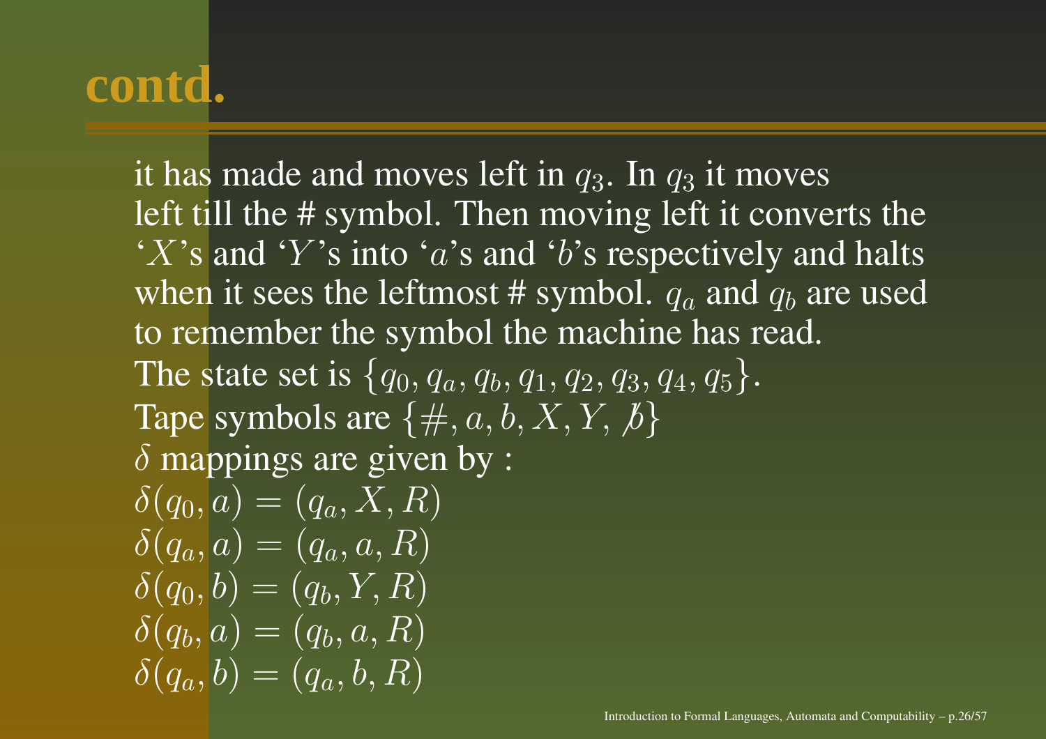# contd.

it has made and moves left in $q_3$. In $q_3$ it moves left till the # symbol. Then moving left it converts the '$X$'s and '$Y$'s into '$a$'s and '$b$'s respectively and halts when it sees the leftmost # symbol. $q_a$ and $q_b$ are used to remember the symbol the machine has read.

The state set is $\{q_0, q_a, q_b, q_1, q_2, q_3, q_4, q_5\}$.

Tape symbols are $\{\#, a, b, X, Y, \not{b}\}$

$\delta$ mappings are given by :

$\delta(q_0, a) = (q_a, X, R)$

$\delta(q_a, a) = (q_a, a, R)$

$\delta(q_0, b) = (q_b, Y, R)$

$\delta(q_b, a) = (q_b, a, R)$

$\delta(q_a, b) = (q_a, b, R)$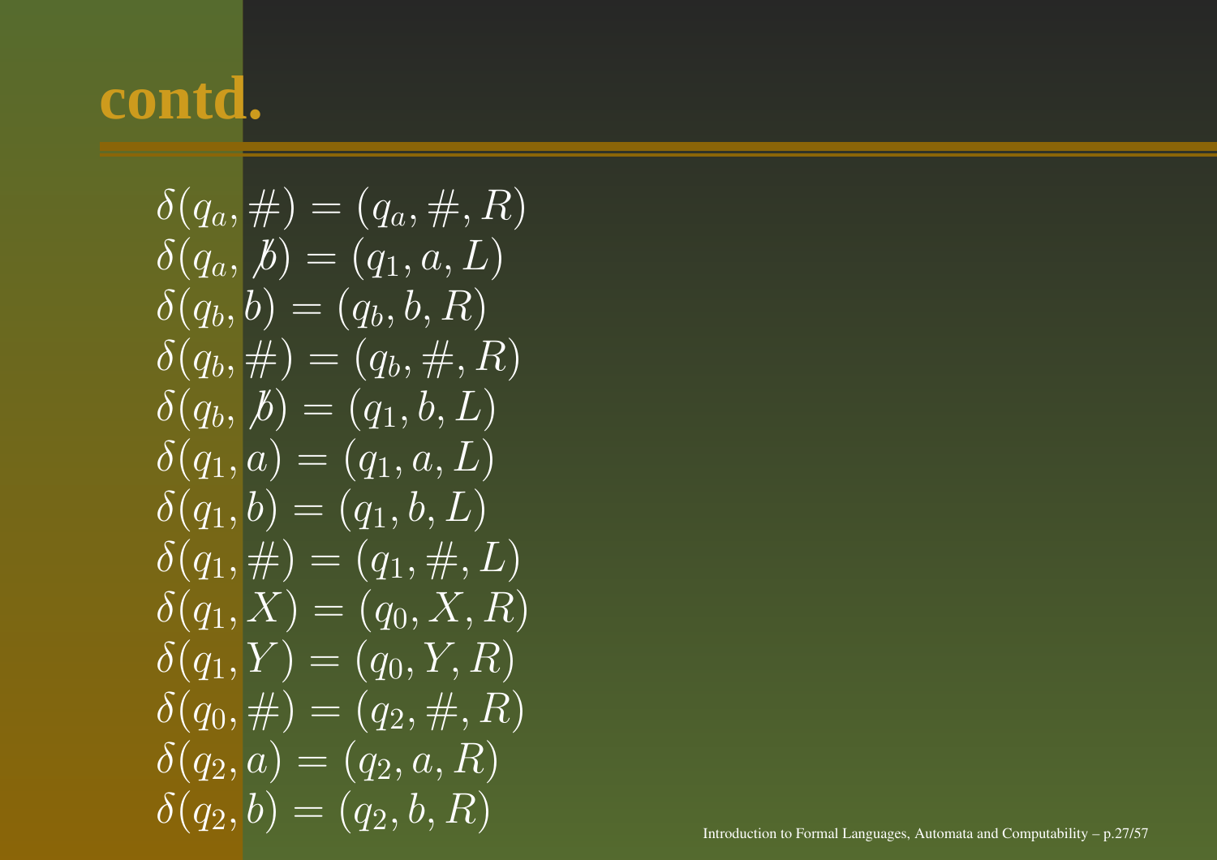# contd.

$$
\begin{aligned}
&\delta(q_a, \#) = (q_a, \#, R)\\
&\delta(q_a, \not{b}) = (q_1, a, L)\\
&\delta(q_b, b) = (q_b, b, R)\\
&\delta(q_b, \#) = (q_b, \#, R)\\
&\delta(q_b, \not{b}) = (q_1, b, L)\\
&\delta(q_1, a) = (q_1, a, L)\\
&\delta(q_1, b) = (q_1, b, L)\\
&\delta(q_1, \#) = (q_1, \#, L)\\
&\delta(q_1, X) = (q_0, X, R)\\
&\delta(q_1, Y) = (q_0, Y, R)\\
&\delta(q_0, \#) = (q_2, \#, R)\\
&\delta(q_2, a) = (q_2, a, R)\\
&\delta(q_2, b) = (q_2, b, R)
\end{aligned}
$$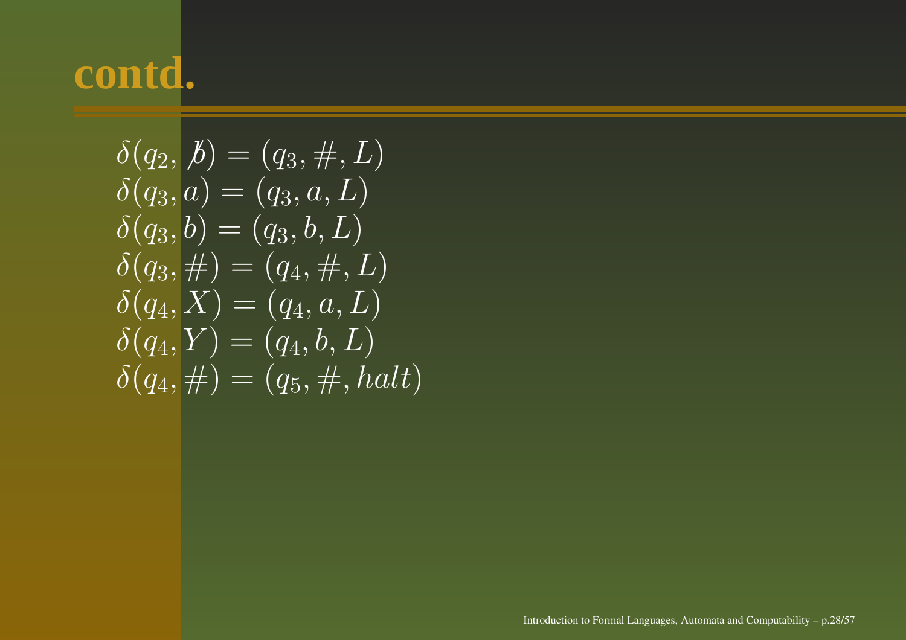# contd.

$$
\begin{aligned}
&\delta(q_2, \not b) = (q_3, \#, L)\\
&\delta(q_3, a) = (q_3, a, L)\\
&\delta(q_3, b) = (q_3, b, L)\\
&\delta(q_3, \#) = (q_4, \#, L)\\
&\delta(q_4, X) = (q_4, a, L)\\
&\delta(q_4, Y) = (q_4, b, L)\\
&\delta(q_4, \#) = (q_5, \#, halt)
\end{aligned}
$$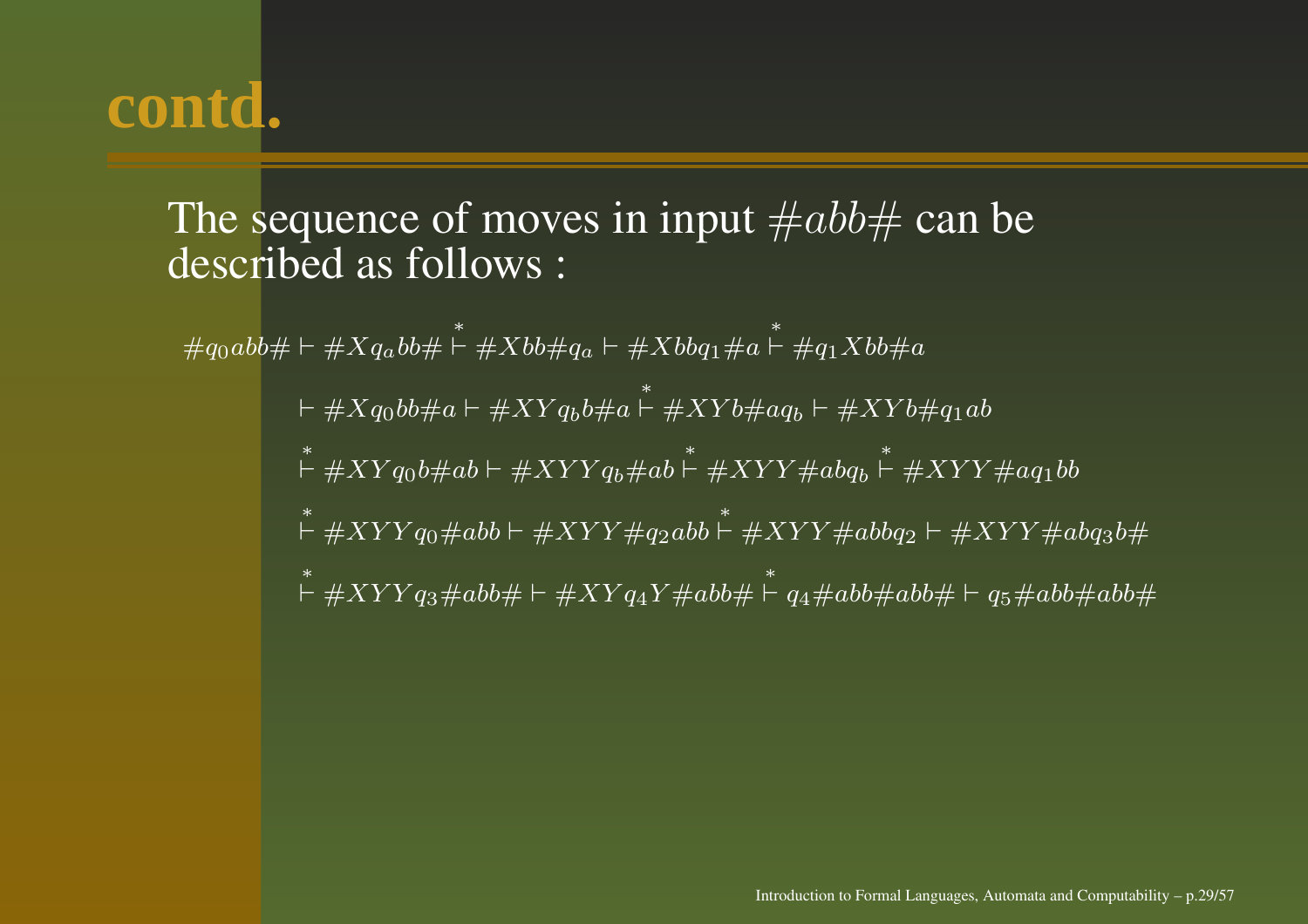# contd.

The sequence of moves in input $\#abb\#$ can be described as follows :

$$
\begin{aligned}
\#q_0abb\# &\vdash \#Xq_abb\# \overset{*}{\vdash} \#Xbb\#q_a \vdash \#Xbbq_1\#a \overset{*}{\vdash} \#q_1Xbb\#a \\
&\vdash \#Xq_0bb\#a \vdash \#XYq_bb\#a \overset{*}{\vdash} \#XYb\#aq_b \vdash \#XYb\#q_1ab \\
&\overset{*}{\vdash} \#XYq_0b\#ab \vdash \#XYYq_b\#ab \overset{*}{\vdash} \#XYY\#abq_b \overset{*}{\vdash} \#XYY\#aq_1bb \\
&\overset{*}{\vdash} \#XYYq_0\#abb \vdash \#XYY\#q_2abb \overset{*}{\vdash} \#XYY\#abbq_2 \vdash \#XYY\#abq_3b\# \\
&\overset{*}{\vdash} \#XYYq_3\#abb\# \vdash \#XYq_4Y\#abb\# \overset{*}{\vdash} q_4\#abb\#abb\# \vdash q_5\#abb\#abb\#
\end{aligned}
$$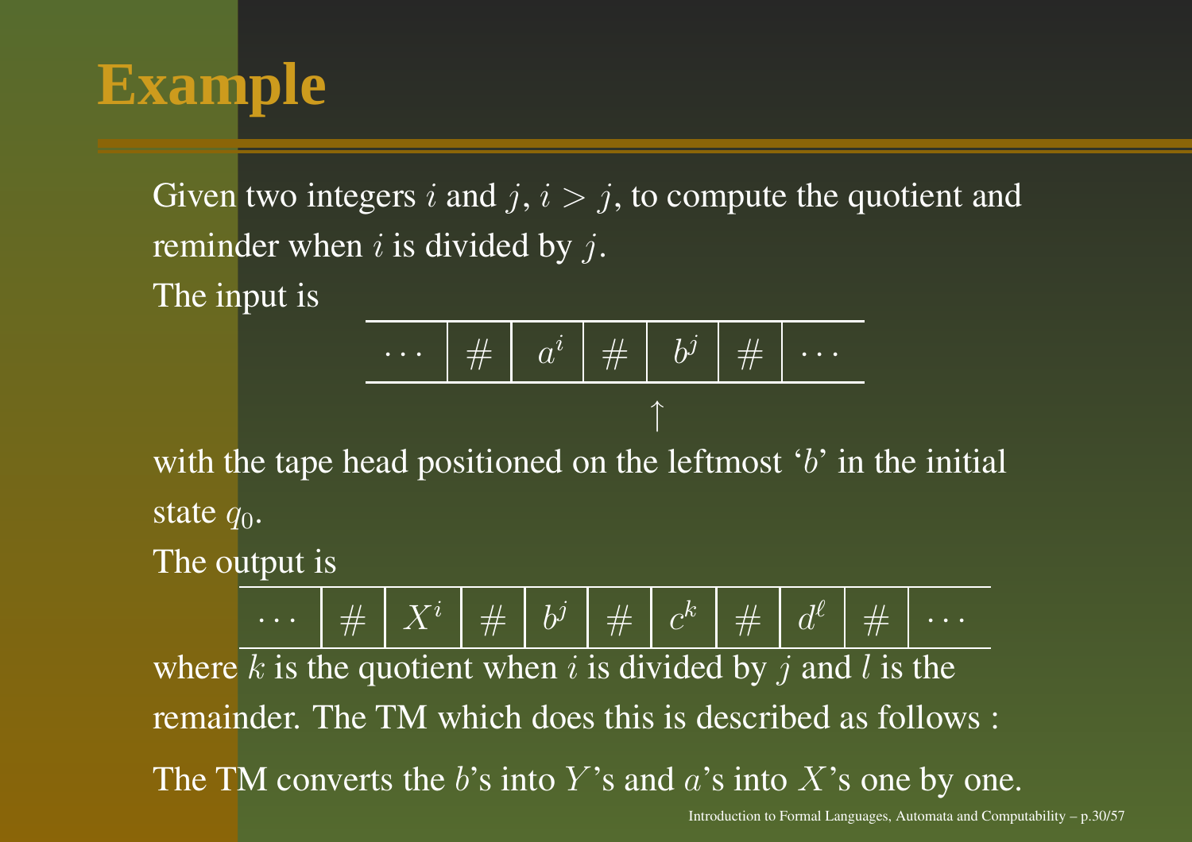# Example

Given two integers $i$ and $j$, $i > j$, to compute the quotient and reminder when $i$ is divided by $j$.

The input is

| $\cdots$ | $\#$ | $a^i$ | $\#$ | $b^j$ | $\#$ | $\cdots$ |
|---|---|---|---|---|---|---|
| | | | | $\uparrow$ | | |

with the tape head positioned on the leftmost '$b$' in the initial state $q_0$.

The output is

| $\cdots$ | $\#$ | $X^i$ | $\#$ | $b^j$ | $\#$ | $c^k$ | $\#$ | $d^\ell$ | $\#$ | $\cdots$ |
|---|---|---|---|---|---|---|---|---|---|---|

where $k$ is the quotient when $i$ is divided by $j$ and $l$ is the remainder. The TM which does this is described as follows :

The TM converts the $b$'s into $Y$'s and $a$'s into $X$'s one by one.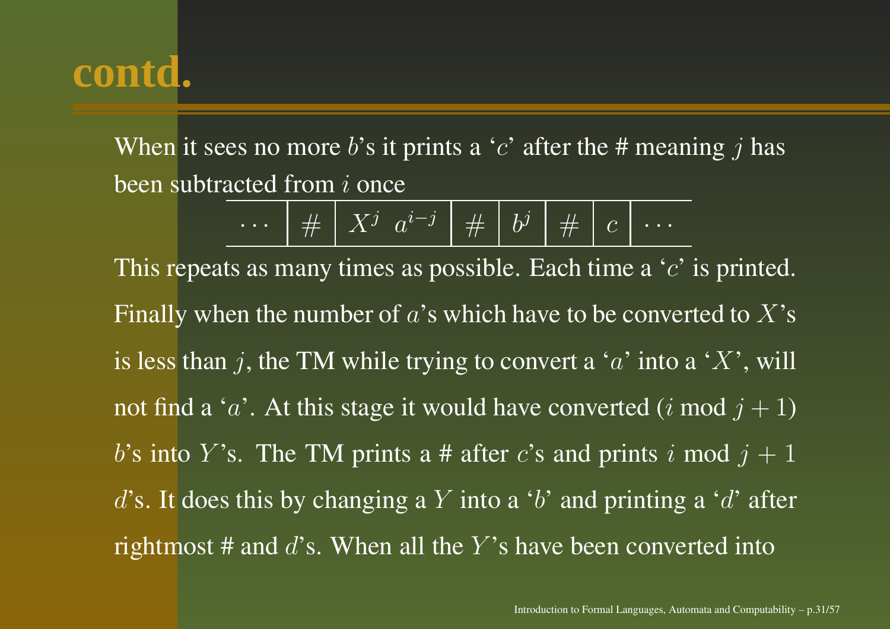# contd.

When it sees no more $b$'s it prints a '$c$' after the # meaning $j$ has been subtracted from $i$ once

| $\cdots$ | $\#$ | $X^j \;\; a^{i-j}$ | $\#$ | $b^j$ | $\#$ | $c$ | $\cdots$ |
|---|---|---|---|---|---|---|---|

This repeats as many times as possible. Each time a '$c$' is printed. Finally when the number of $a$'s which have to be converted to $X$'s is less than $j$, the TM while trying to convert a '$a$' into a '$X$', will not find a '$a$'. At this stage it would have converted ($i$ mod $j+1$) $b$'s into $Y$'s. The TM prints a # after $c$'s and prints $i$ mod $j+1$ $d$'s. It does this by changing a $Y$ into a '$b$' and printing a '$d$' after rightmost # and $d$'s. When all the $Y$'s have been converted into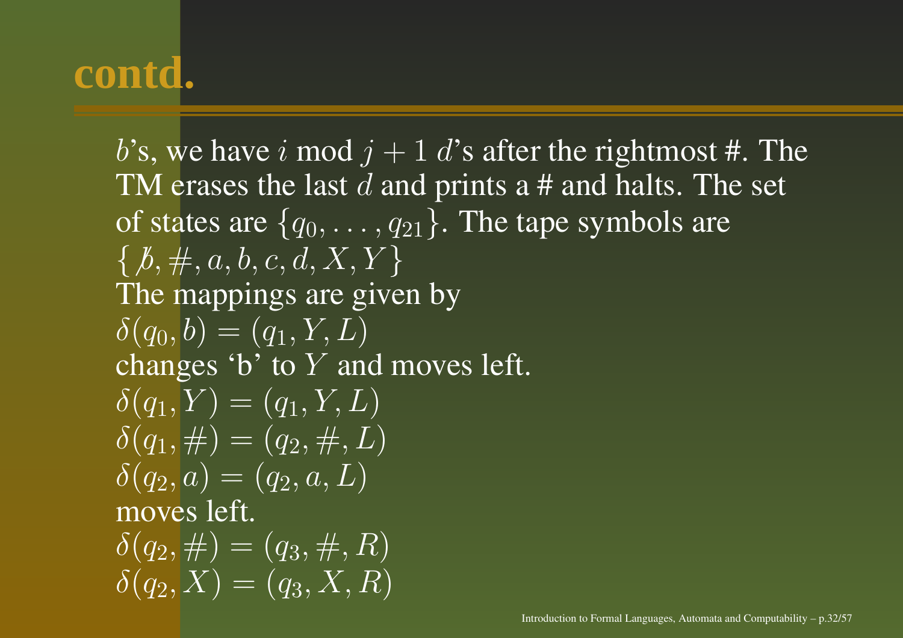# contd.

$b$'s, we have $i$ mod $j+1$ $d$'s after the rightmost #. The TM erases the last $d$ and prints a # and halts. The set of states are $\{q_0, \ldots, q_{21}\}$. The tape symbols are $\{ \not{b}, \#, a, b, c, d, X, Y \}$

The mappings are given by

$\delta(q_0, b) = (q_1, Y, L)$

changes 'b' to $Y$ and moves left.

$\delta(q_1, Y) = (q_1, Y, L)$

$\delta(q_1, \#) = (q_2, \#, L)$

$\delta(q_2, a) = (q_2, a, L)$

moves left.

$\delta(q_2, \#) = (q_3, \#, R)$

$\delta(q_2, X) = (q_3, X, R)$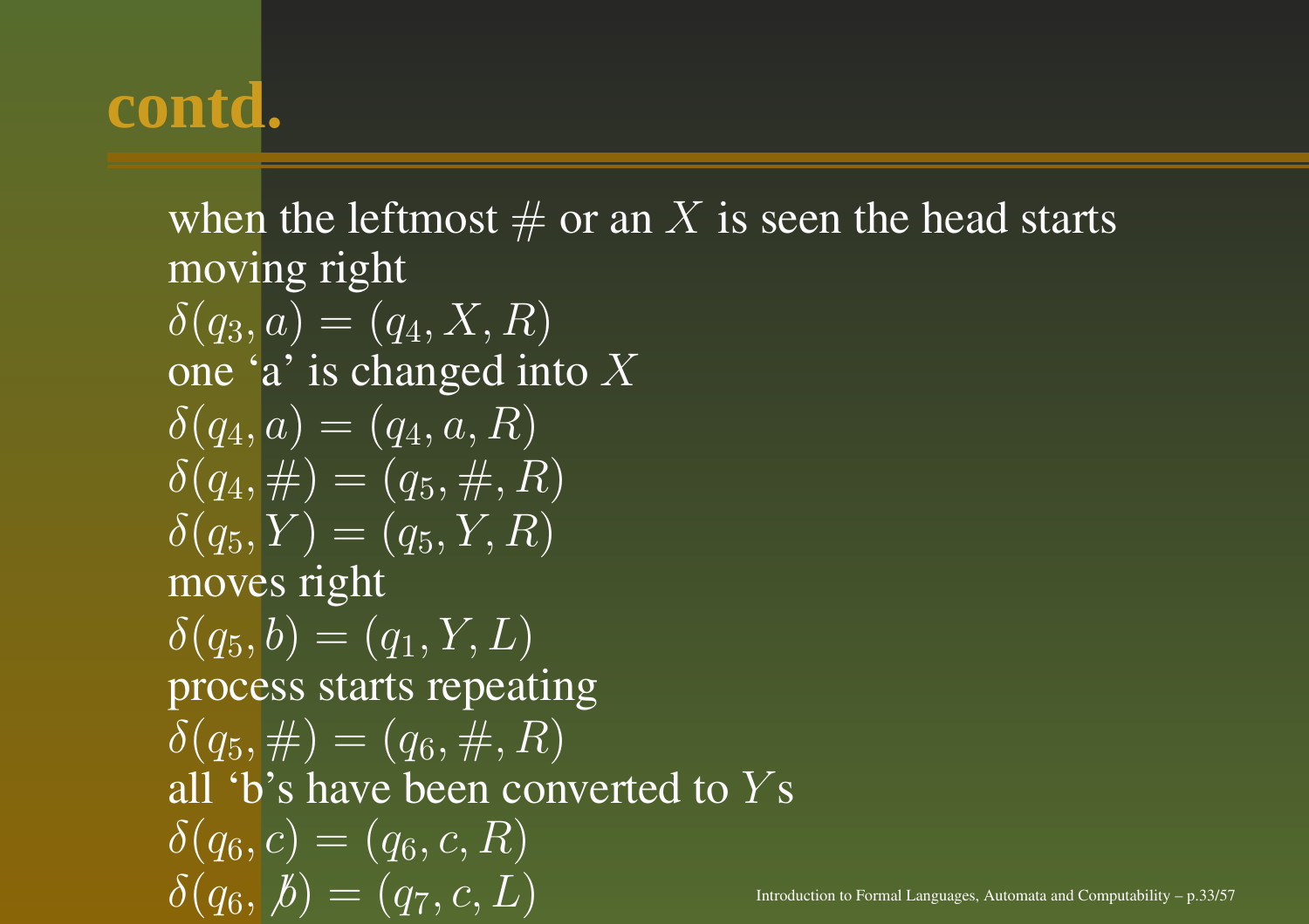# contd.

when the leftmost $\#$ or an $X$ is seen the head starts moving right

$\delta(q_3, a) = (q_4, X, R)$

one 'a' is changed into $X$

$\delta(q_4, a) = (q_4, a, R)$

$\delta(q_4, \#) = (q_5, \#, R)$

$\delta(q_5, Y) = (q_5, Y, R)$

moves right

$\delta(q_5, b) = (q_1, Y, L)$

process starts repeating

$\delta(q_5, \#) = (q_6, \#, R)$

all 'b's have been converted to $Y$s

$\delta(q_6, c) = (q_6, c, R)$

$\delta(q_6, \not{b}) = (q_7, c, L)$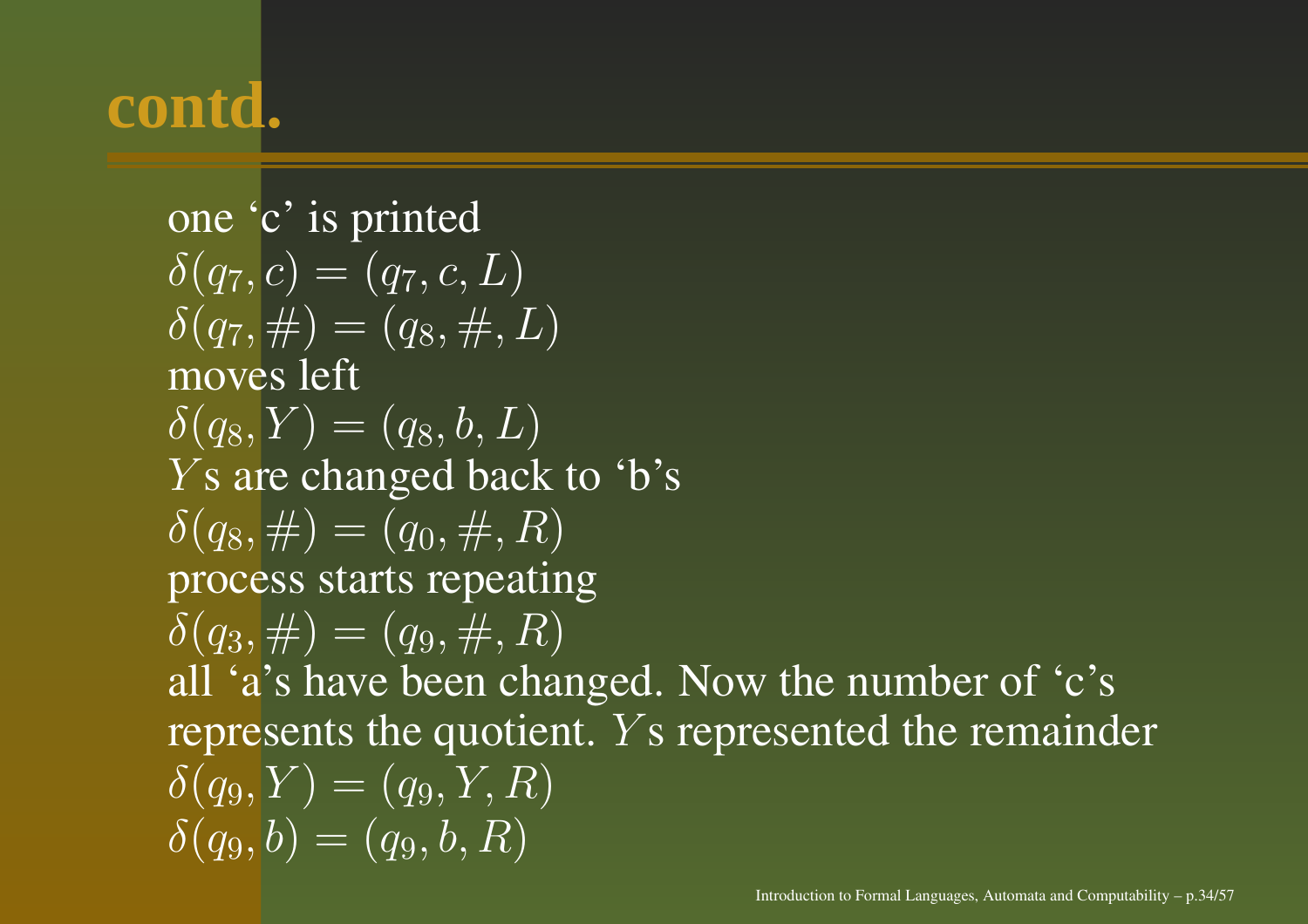# contd.

one ‘c’ is printed
$\delta(q_7, c) = (q_7, c, L)$
$\delta(q_7, \#) = (q_8, \#, L)$
moves left
$\delta(q_8, Y) = (q_8, b, L)$
$Y$s are changed back to ‘b’s
$\delta(q_8, \#) = (q_0, \#, R)$
process starts repeating
$\delta(q_3, \#) = (q_9, \#, R)$
all ‘a’s have been changed. Now the number of ‘c’s represents the quotient. $Y$s represented the remainder
$\delta(q_9, Y) = (q_9, Y, R)$
$\delta(q_9, b) = (q_9, b, R)$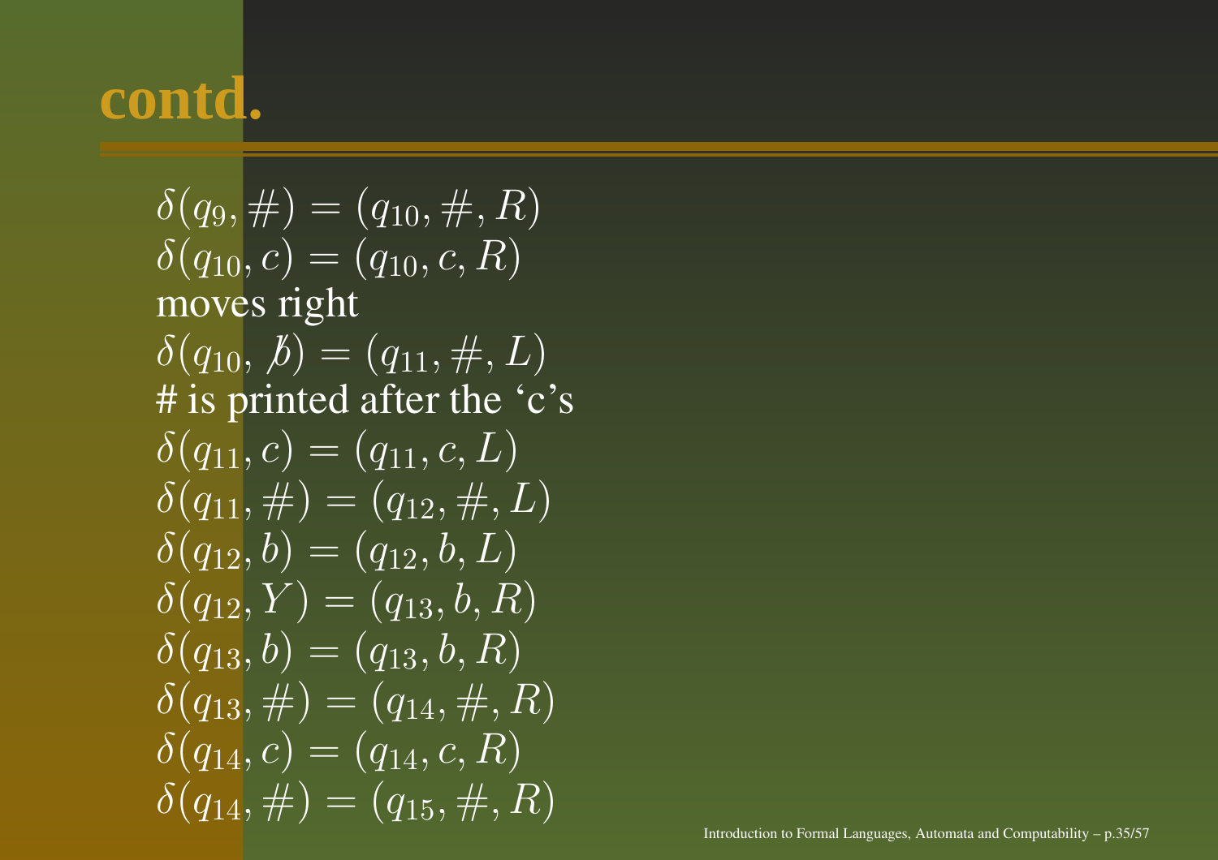# contd.

$\delta(q_9, \#) = (q_{10}, \#, R)$
$\delta(q_{10}, c) = (q_{10}, c, R)$
moves right
$\delta(q_{10}, \not{b}) = (q_{11}, \#, L)$
# is printed after the ‘c’s
$\delta(q_{11}, c) = (q_{11}, c, L)$
$\delta(q_{11}, \#) = (q_{12}, \#, L)$
$\delta(q_{12}, b) = (q_{12}, b, L)$
$\delta(q_{12}, Y) = (q_{13}, b, R)$
$\delta(q_{13}, b) = (q_{13}, b, R)$
$\delta(q_{13}, \#) = (q_{14}, \#, R)$
$\delta(q_{14}, c) = (q_{14}, c, R)$
$\delta(q_{14}, \#) = (q_{15}, \#, R)$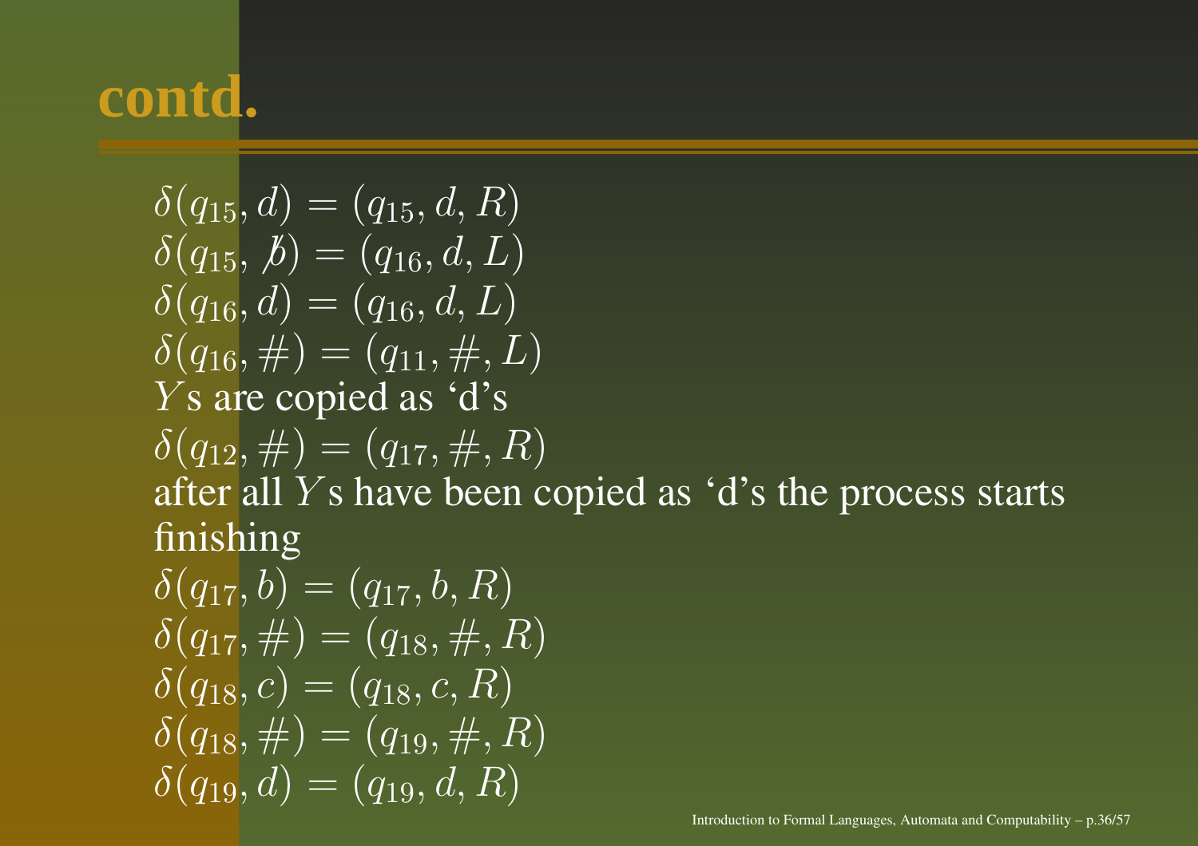# contd.

$\delta(q_{15}, d) = (q_{15}, d, R)$
$\delta(q_{15}, \not{b}) = (q_{16}, d, L)$
$\delta(q_{16}, d) = (q_{16}, d, L)$
$\delta(q_{16}, \#) = (q_{11}, \#, L)$
$Y$s are copied as 'd's
$\delta(q_{12}, \#) = (q_{17}, \#, R)$
after all $Y$s have been copied as 'd's the process starts finishing
$\delta(q_{17}, b) = (q_{17}, b, R)$
$\delta(q_{17}, \#) = (q_{18}, \#, R)$
$\delta(q_{18}, c) = (q_{18}, c, R)$
$\delta(q_{18}, \#) = (q_{19}, \#, R)$
$\delta(q_{19}, d) = (q_{19}, d, R)$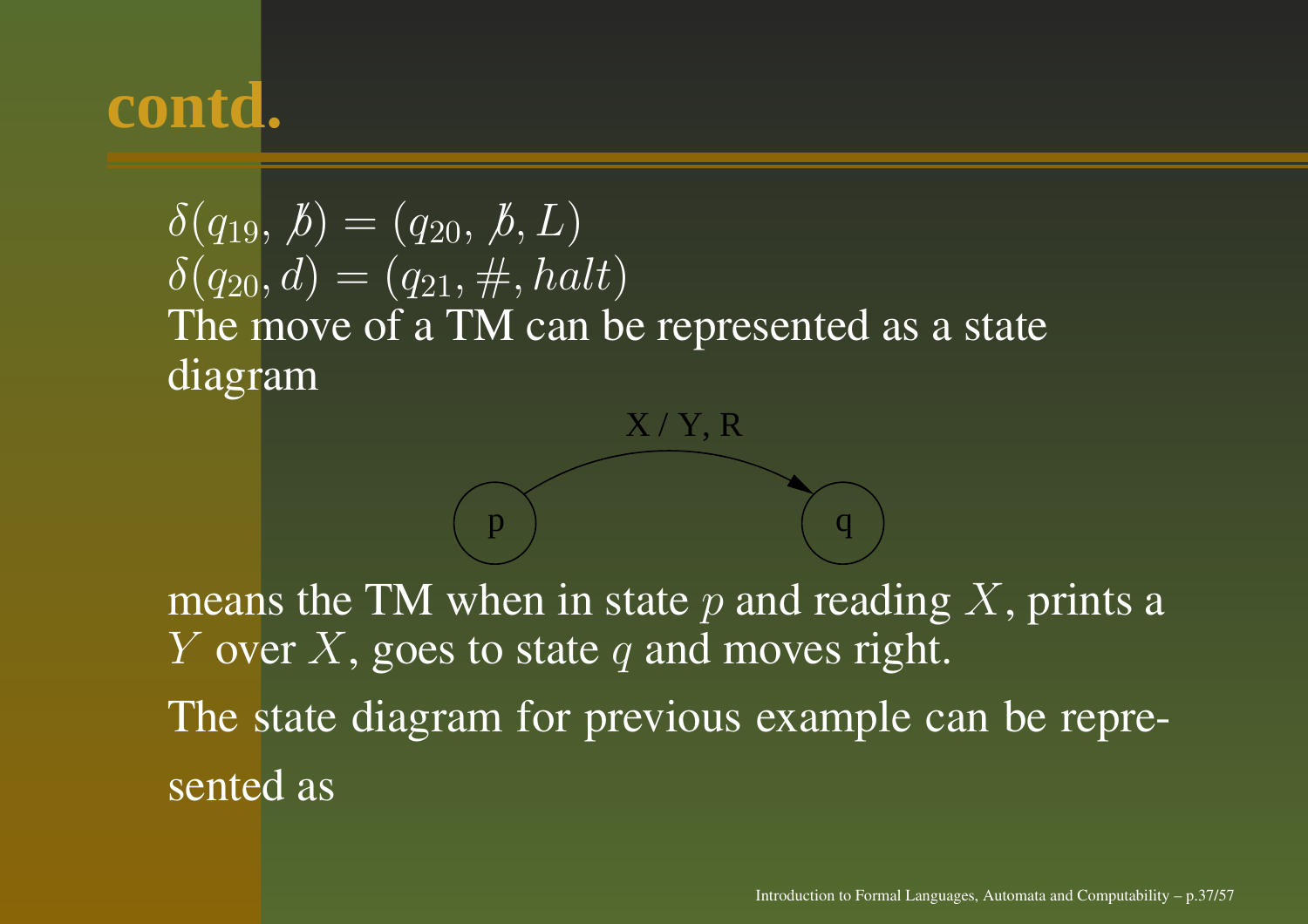# contd.

$\delta(q_{19}, \not b) = (q_{20}, \not b, L)$
$\delta(q_{20}, d) = (q_{21}, \#, halt)$

The move of a TM can be represented as a state diagram

X / Y, R

p → q

means the TM when in state $p$ and reading $X$, prints a $Y$ over $X$, goes to state $q$ and moves right.

The state diagram for previous example can be represented as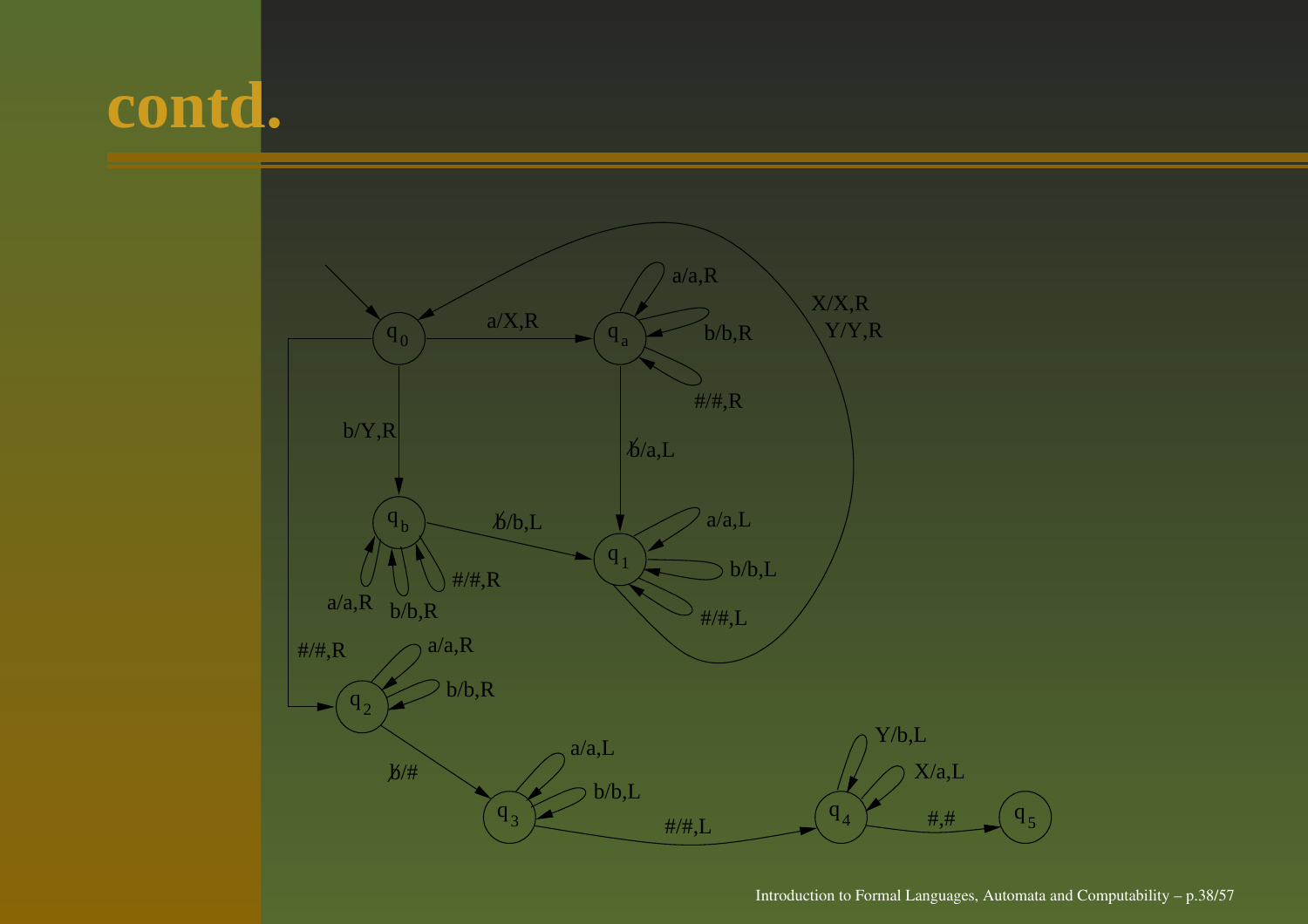# contd.

q0

qa

qb

q1

q2

q3

q4

q5

a/X,R

b/Y,R

a/a,R

b/b,R

#/#,R

b̸/a,L

b̸/b,L

a/a,L

b/b,L

#/#,L

X/X,R

Y/Y,R

#/#,R

b̸/#

#/#,L

Y/b,L

X/a,L

#,#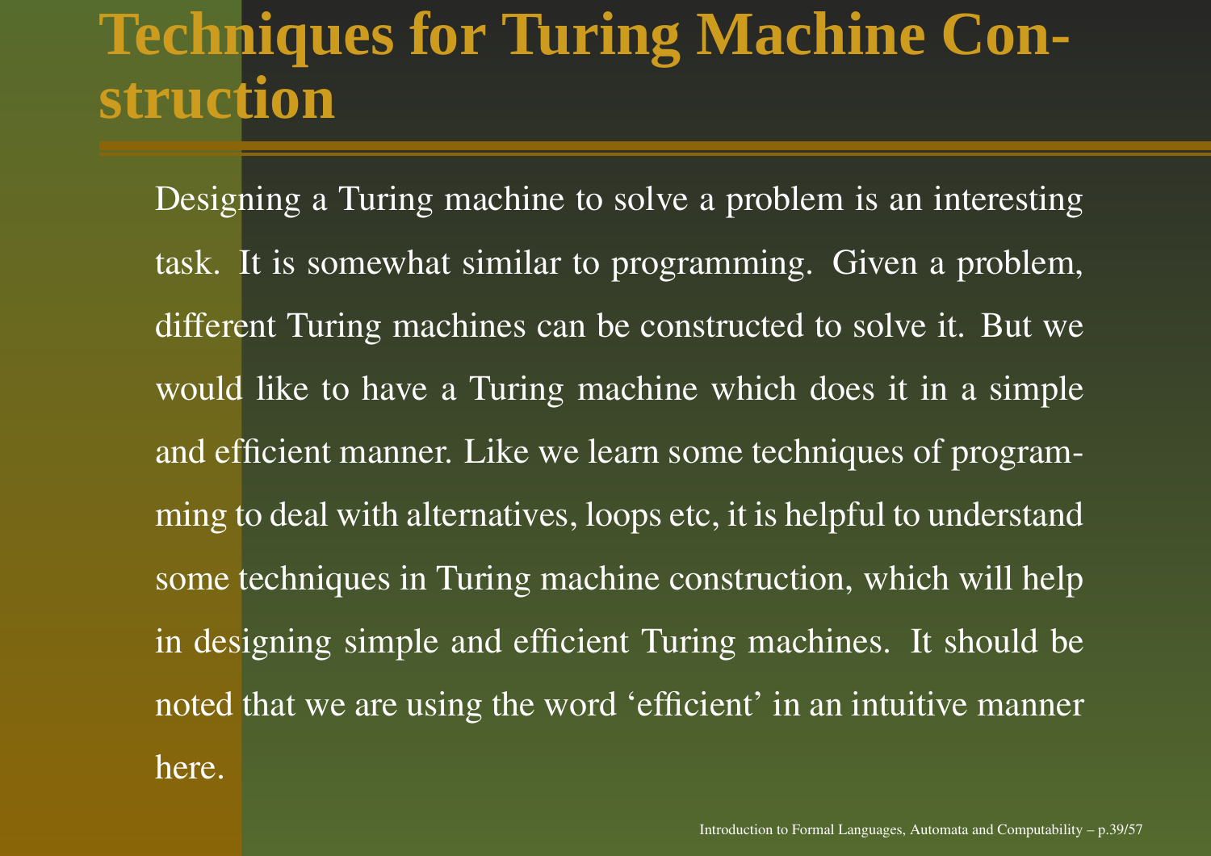# Techniques for Turing Machine Construction

Designing a Turing machine to solve a problem is an interesting task. It is somewhat similar to programming. Given a problem, different Turing machines can be constructed to solve it. But we would like to have a Turing machine which does it in a simple and efficient manner. Like we learn some techniques of programming to deal with alternatives, loops etc, it is helpful to understand some techniques in Turing machine construction, which will help in designing simple and efficient Turing machines. It should be noted that we are using the word 'efficient' in an intuitive manner here.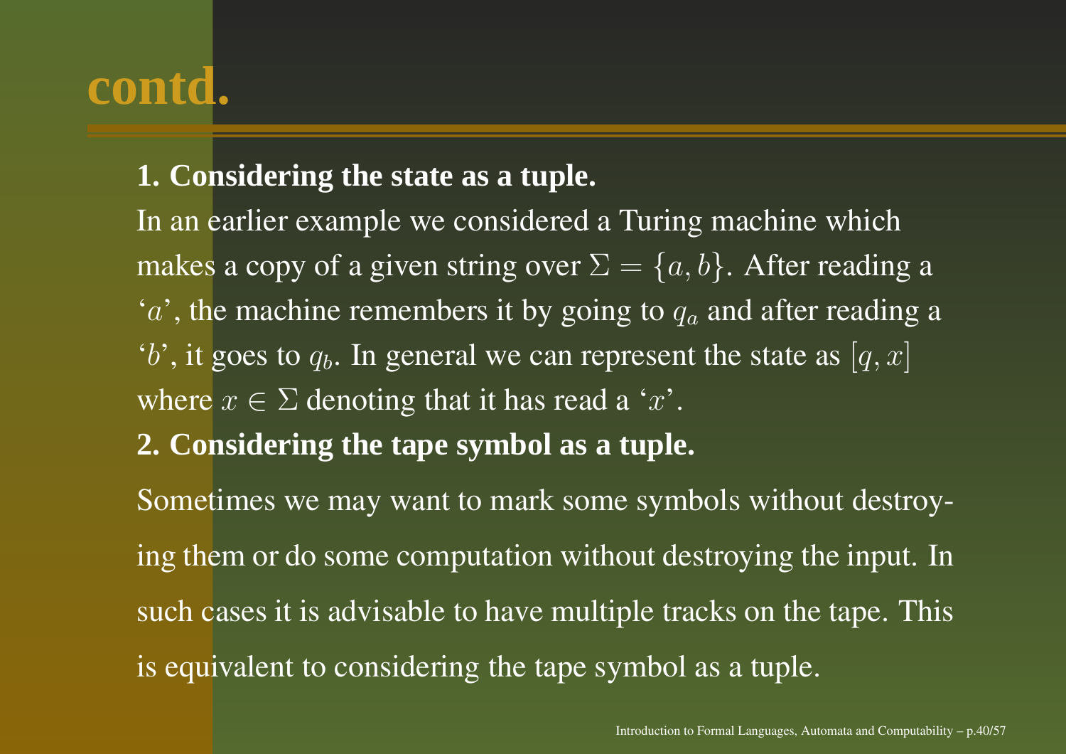# contd.

**1. Considering the state as a tuple.**

In an earlier example we considered a Turing machine which makes a copy of a given string over $\Sigma = \{a, b\}$. After reading a '$a$', the machine remembers it by going to $q_a$ and after reading a '$b$', it goes to $q_b$. In general we can represent the state as $[q, x]$ where $x \in \Sigma$ denoting that it has read a '$x$'.

**2. Considering the tape symbol as a tuple.**

Sometimes we may want to mark some symbols without destroying them or do some computation without destroying the input. In such cases it is advisable to have multiple tracks on the tape. This is equivalent to considering the tape symbol as a tuple.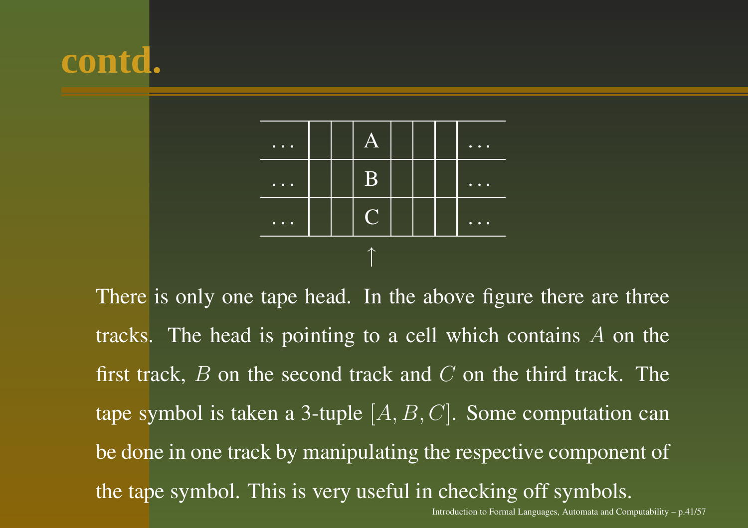# contd.

| … | | | A | | | | … |
|---|---|---|---|---|---|---|---|
| … | | | B | | | | … |
| … | | | C | | | | … |

$\uparrow$

There is only one tape head. In the above figure there are three tracks. The head is pointing to a cell which contains $A$ on the first track, $B$ on the second track and $C$ on the third track. The tape symbol is taken a 3-tuple $[A, B, C]$. Some computation can be done in one track by manipulating the respective component of the tape symbol. This is very useful in checking off symbols.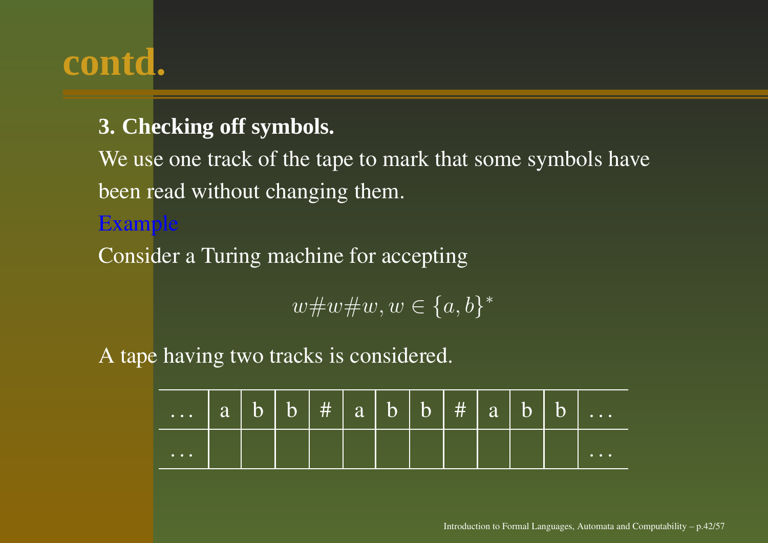# contd.

**3. Checking off symbols.**

We use one track of the tape to mark that some symbols have been read without changing them.

Example

Consider a Turing machine for accepting

$$w\#w\#w, w \in \{a, b\}^*$$

A tape having two tracks is considered.

| ... | a | b | b | # | a | b | b | # | a | b | b | ... |
|---|---|---|---|---|---|---|---|---|---|---|---|---|
| ... | | | | | | | | | | | | ... |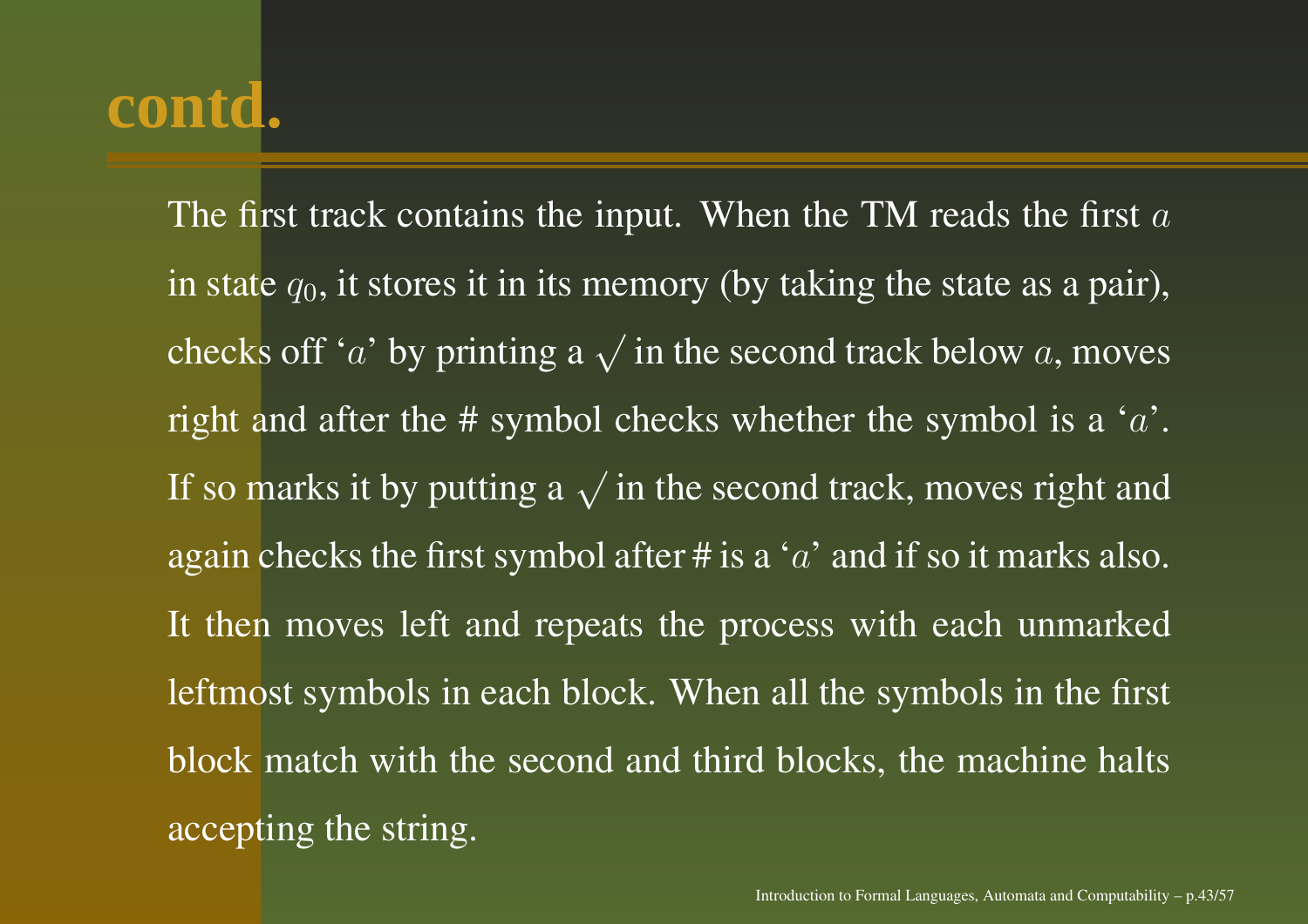# contd.

The first track contains the input. When the TM reads the first $a$ in state $q_0$, it stores it in its memory (by taking the state as a pair), checks off '$a$' by printing a $\surd$ in the second track below $a$, moves right and after the # symbol checks whether the symbol is a '$a$'. If so marks it by putting a $\surd$ in the second track, moves right and again checks the first symbol after # is a '$a$' and if so it marks also. It then moves left and repeats the process with each unmarked leftmost symbols in each block. When all the symbols in the first block match with the second and third blocks, the machine halts accepting the string.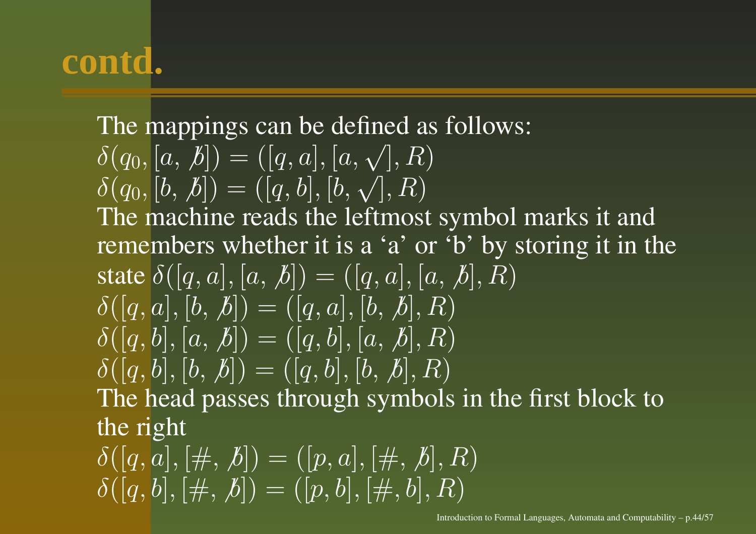# contd.

The mappings can be defined as follows:

$\delta(q_0, [a, \not{b}]) = ([q, a], [a, \surd], R)$

$\delta(q_0, [b, \not{b}]) = ([q, b], [b, \surd], R)$

The machine reads the leftmost symbol marks it and remembers whether it is a 'a' or 'b' by storing it in the state $\delta([q, a], [a, \not{b}]) = ([q, a], [a, \not{b}], R)$

$\delta([q, a], [b, \not{b}]) = ([q, a], [b, \not{b}], R)$

$\delta([q, b], [a, \not{b}]) = ([q, b], [a, \not{b}], R)$

$\delta([q, b], [b, \not{b}]) = ([q, b], [b, \not{b}], R)$

The head passes through symbols in the first block to the right

$\delta([q, a], [\#, \not{b}]) = ([p, a], [\#, \not{b}], R)$

$\delta([q, b], [\#, \not{b}]) = ([p, b], [\#, b], R)$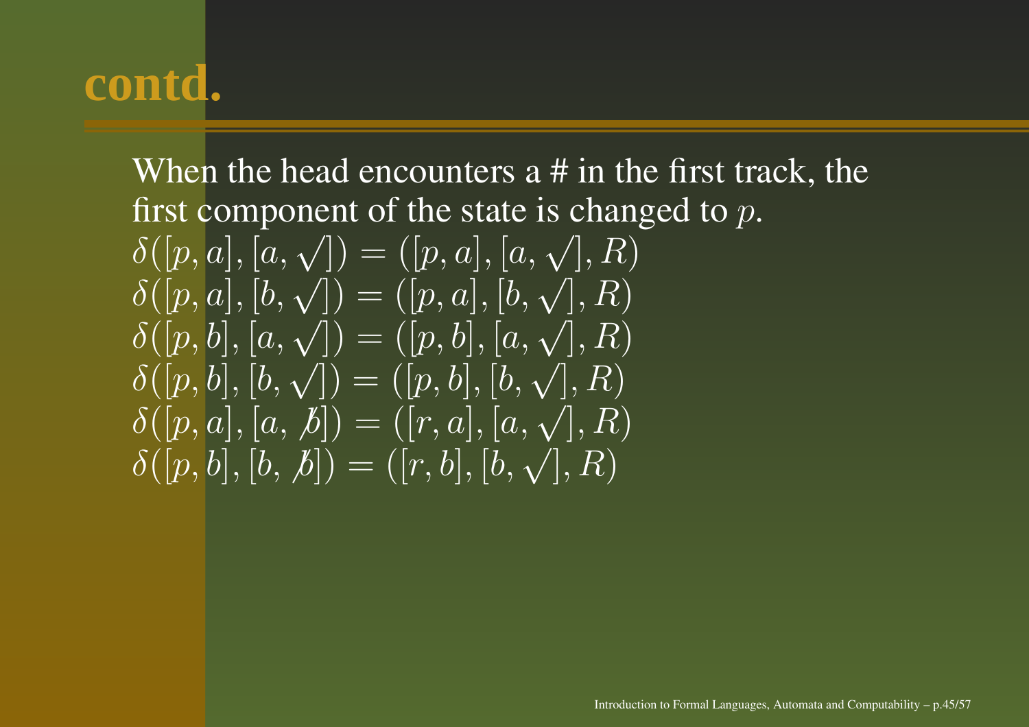# contd.

When the head encounters a # in the first track, the first component of the state is changed to $p$.

$\delta([p, a], [a, \surd]) = ([p, a], [a, \surd], R)$
$\delta([p, a], [b, \surd]) = ([p, a], [b, \surd], R)$
$\delta([p, b], [a, \surd]) = ([p, b], [a, \surd], R)$
$\delta([p, b], [b, \surd]) = ([p, b], [b, \surd], R)$
$\delta([p, a], [a, \not{b}]) = ([r, a], [a, \surd], R)$
$\delta([p, b], [b, \not{b}]) = ([r, b], [b, \surd], R)$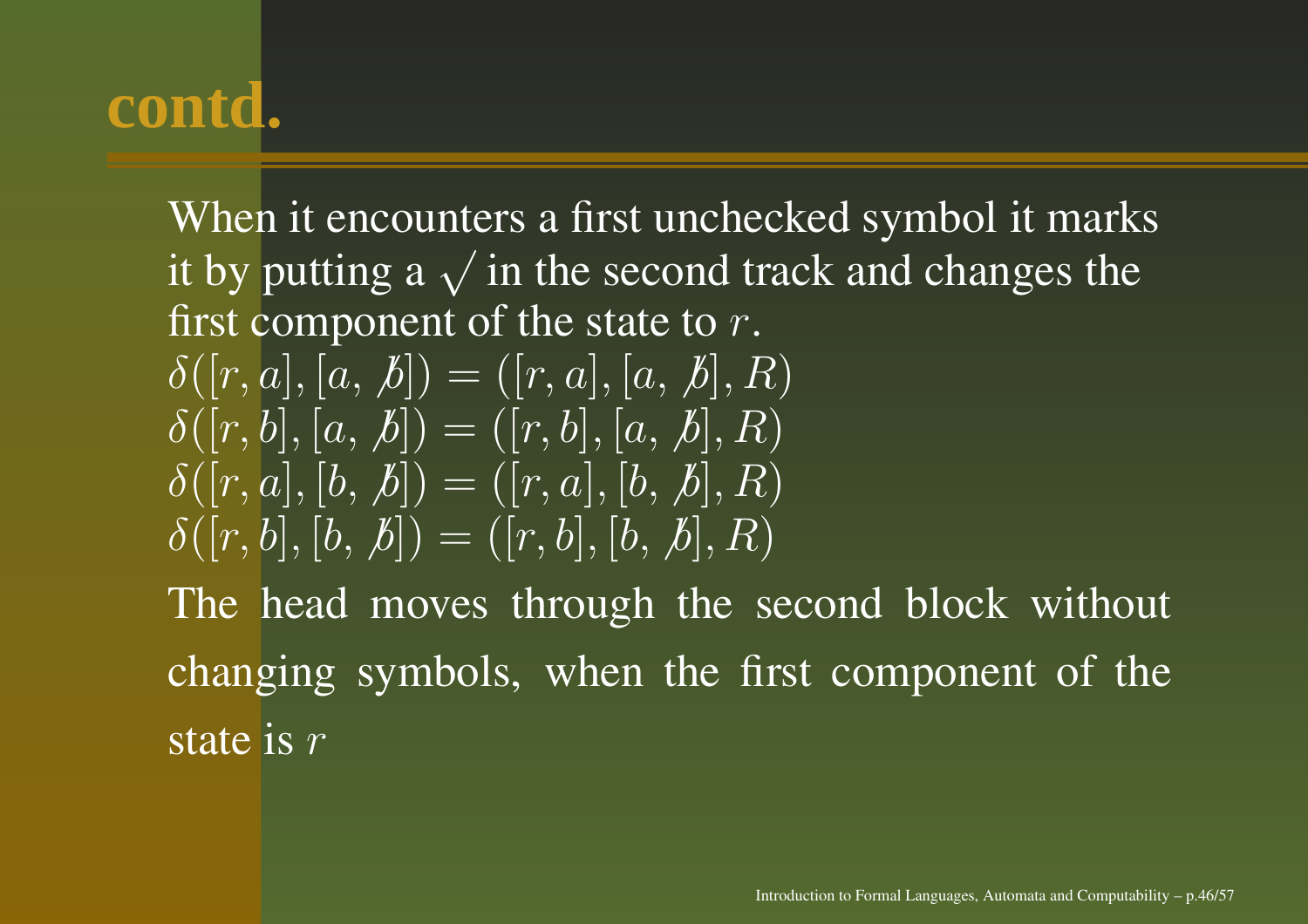# contd.

When it encounters a first unchecked symbol it marks it by putting a $\surd$ in the second track and changes the first component of the state to $r$.

$\delta([r, a], [a, \not{b}]) = ([r, a], [a, \not{b}], R)$
$\delta([r, b], [a, \not{b}]) = ([r, b], [a, \not{b}], R)$
$\delta([r, a], [b, \not{b}]) = ([r, a], [b, \not{b}], R)$
$\delta([r, b], [b, \not{b}]) = ([r, b], [b, \not{b}], R)$

The head moves through the second block without changing symbols, when the first component of the state is $r$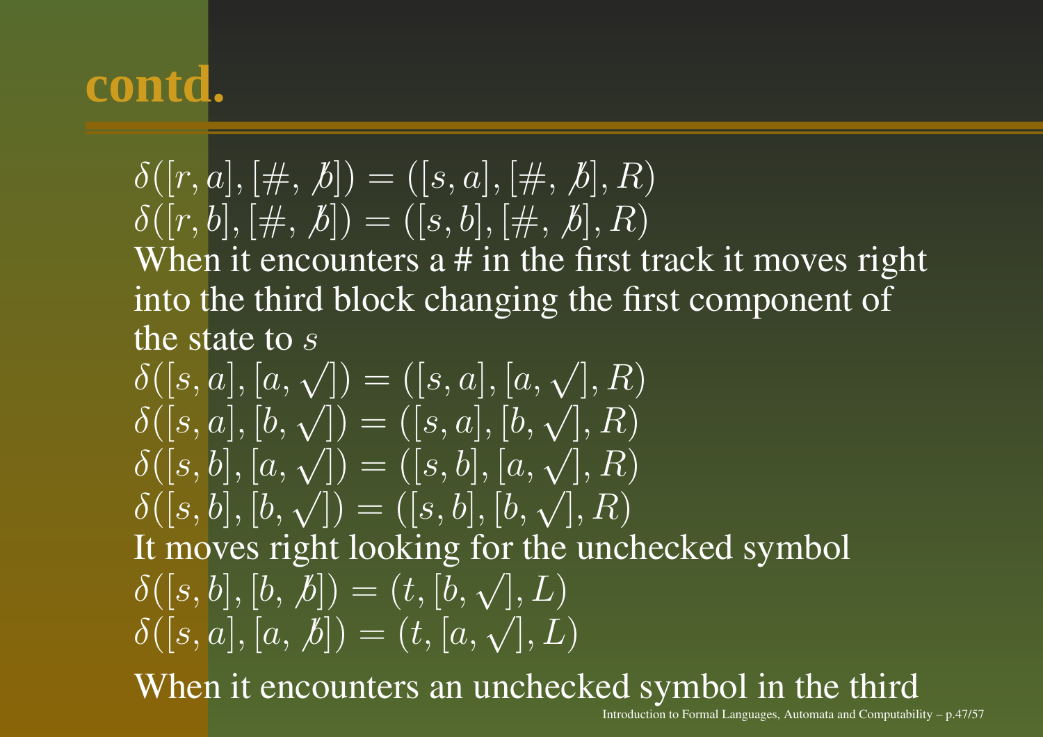# contd.

$\delta([r, a], [\#, \not{b}]) = ([s, a], [\#, \not{b}], R)$
$\delta([r, b], [\#, \not{b}]) = ([s, b], [\#, \not{b}], R)$

When it encounters a # in the first track it moves right into the third block changing the first component of the state to $s$

$\delta([s, a], [a, \surd]) = ([s, a], [a, \surd], R)$
$\delta([s, a], [b, \surd]) = ([s, a], [b, \surd], R)$
$\delta([s, b], [a, \surd]) = ([s, b], [a, \surd], R)$
$\delta([s, b], [b, \surd]) = ([s, b], [b, \surd], R)$

It moves right looking for the unchecked symbol

$\delta([s, b], [b, \not{b}]) = (t, [b, \surd], L)$
$\delta([s, a], [a, \not{b}]) = (t, [a, \surd], L)$

When it encounters an unchecked symbol in the third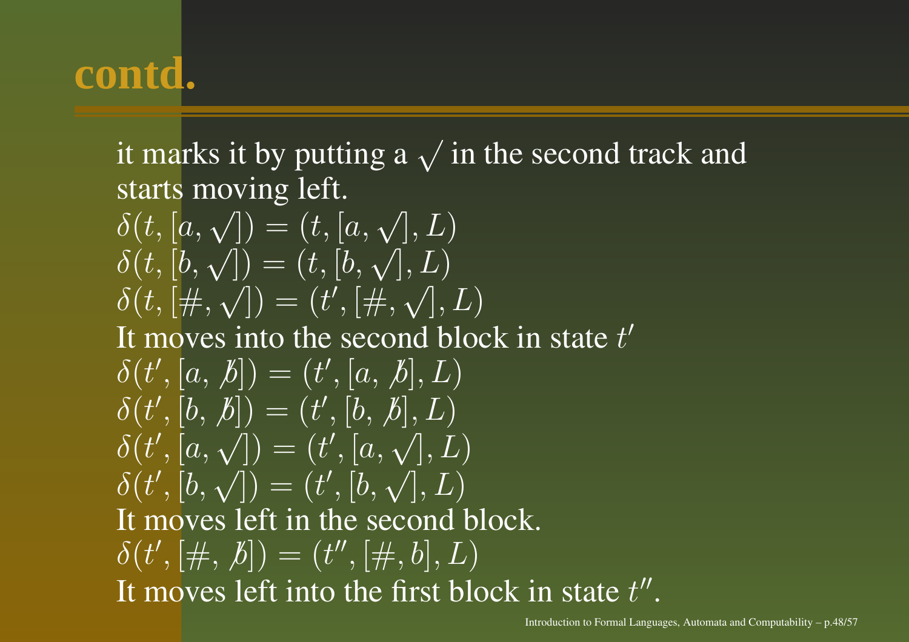# contd.

it marks it by putting a $\surd$ in the second track and starts moving left.

$\delta(t, [a, \surd]) = (t, [a, \surd], L)$
$\delta(t, [b, \surd]) = (t, [b, \surd], L)$
$\delta(t, [\#, \surd]) = (t', [\#, \surd], L)$

It moves into the second block in state $t'$

$\delta(t', [a, \not b]) = (t', [a, \not b], L)$
$\delta(t', [b, \not b]) = (t', [b, \not b], L)$
$\delta(t', [a, \surd]) = (t', [a, \surd], L)$
$\delta(t', [b, \surd]) = (t', [b, \surd], L)$

It moves left in the second block.

$\delta(t', [\#, \not b]) = (t'', [\#, b], L)$

It moves left into the first block in state $t''$.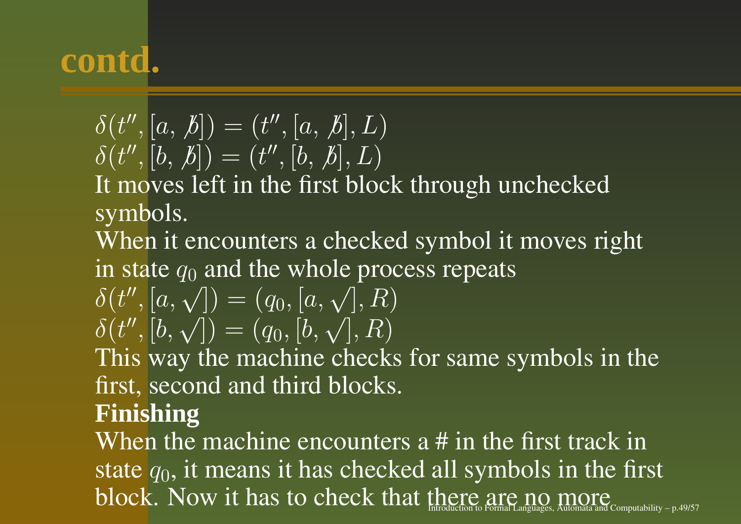## contd.

$\delta(t'', [a, \not b]) = (t'', [a, \not b], L)$
$\delta(t'', [b, \not b]) = (t'', [b, \not b], L)$

It moves left in the first block through unchecked symbols.

When it encounters a checked symbol it moves right in state $q_0$ and the whole process repeats

$\delta(t'', [a, \surd]) = (q_0, [a, \surd], R)$
$\delta(t'', [b, \surd]) = (q_0, [b, \surd], R)$

This way the machine checks for same symbols in the first, second and third blocks.

**Finishing**

When the machine encounters a # in the first track in state $q_0$, it means it has checked all symbols in the first block. Now it has to check that there are no more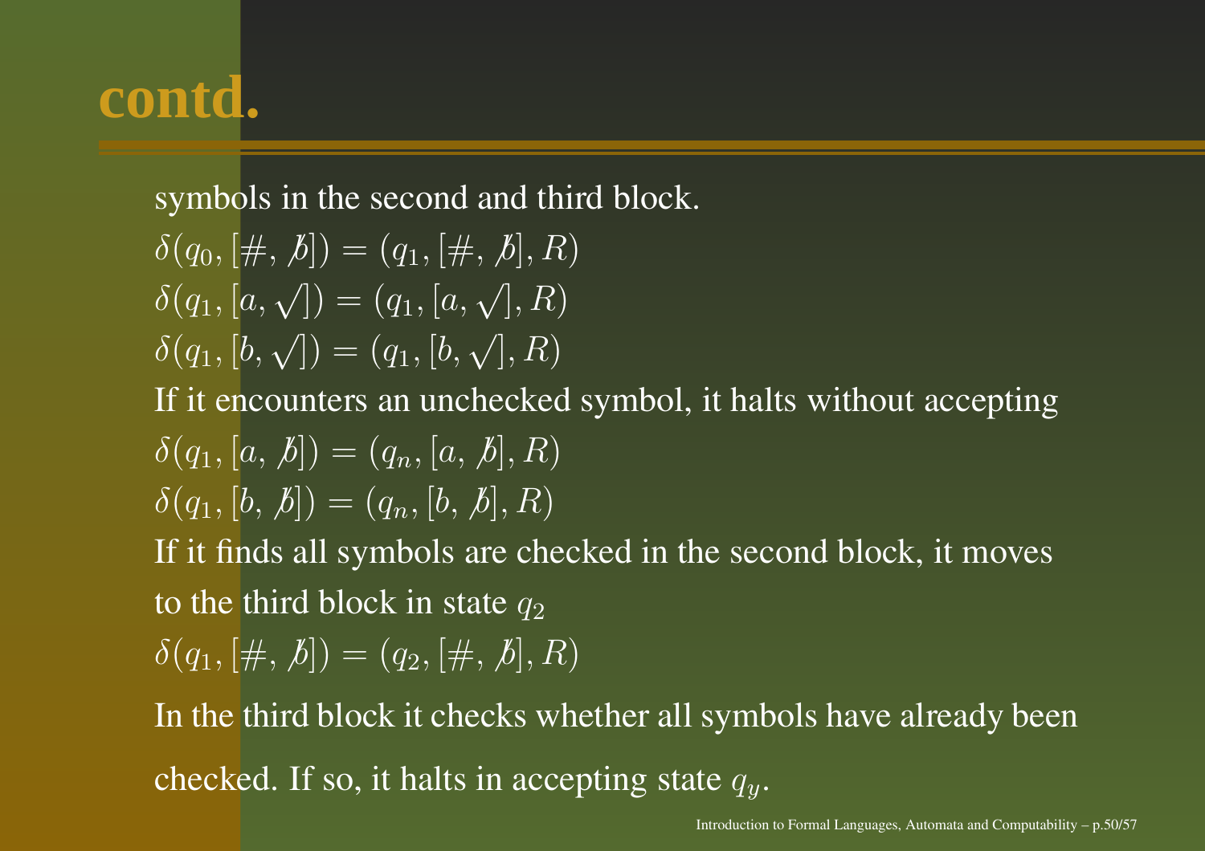# contd.

symbols in the second and third block.

$\delta(q_0, [\#, \not{b}]) = (q_1, [\#, \not{b}], R)$

$\delta(q_1, [a, \surd]) = (q_1, [a, \surd], R)$

$\delta(q_1, [b, \surd]) = (q_1, [b, \surd], R)$

If it encounters an unchecked symbol, it halts without accepting

$\delta(q_1, [a, \not{b}]) = (q_n, [a, \not{b}], R)$

$\delta(q_1, [b, \not{b}]) = (q_n, [b, \not{b}], R)$

If it finds all symbols are checked in the second block, it moves to the third block in state $q_2$

$\delta(q_1, [\#, \not{b}]) = (q_2, [\#, \not{b}], R)$

In the third block it checks whether all symbols have already been checked. If so, it halts in accepting state $q_y$.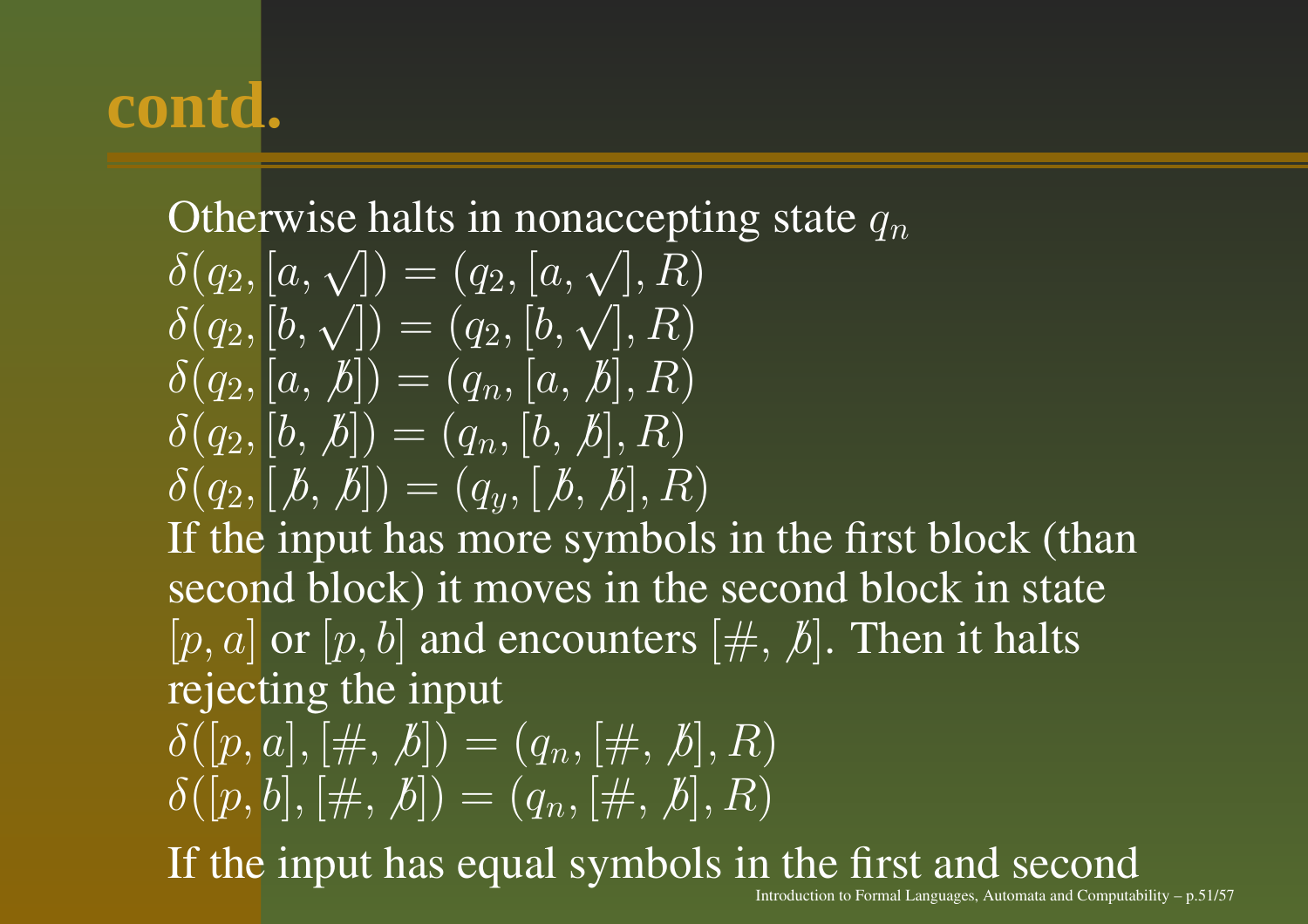# contd.

Otherwise halts in nonaccepting state $q_n$

$\delta(q_2, [a, \surd]) = (q_2, [a, \surd], R)$
$\delta(q_2, [b, \surd]) = (q_2, [b, \surd], R)$
$\delta(q_2, [a, \not{b}]) = (q_n, [a, \not{b}], R)$
$\delta(q_2, [b, \not{b}]) = (q_n, [b, \not{b}], R)$
$\delta(q_2, [\not{b}, \not{b}]) = (q_y, [\not{b}, \not{b}], R)$

If the input has more symbols in the first block (than second block) it moves in the second block in state $[p, a]$ or $[p, b]$ and encounters $[\#, \not{b}]$. Then it halts rejecting the input

$\delta([p, a], [\#, \not{b}]) = (q_n, [\#, \not{b}], R)$
$\delta([p, b], [\#, \not{b}]) = (q_n, [\#, \not{b}], R)$

If the input has equal symbols in the first and second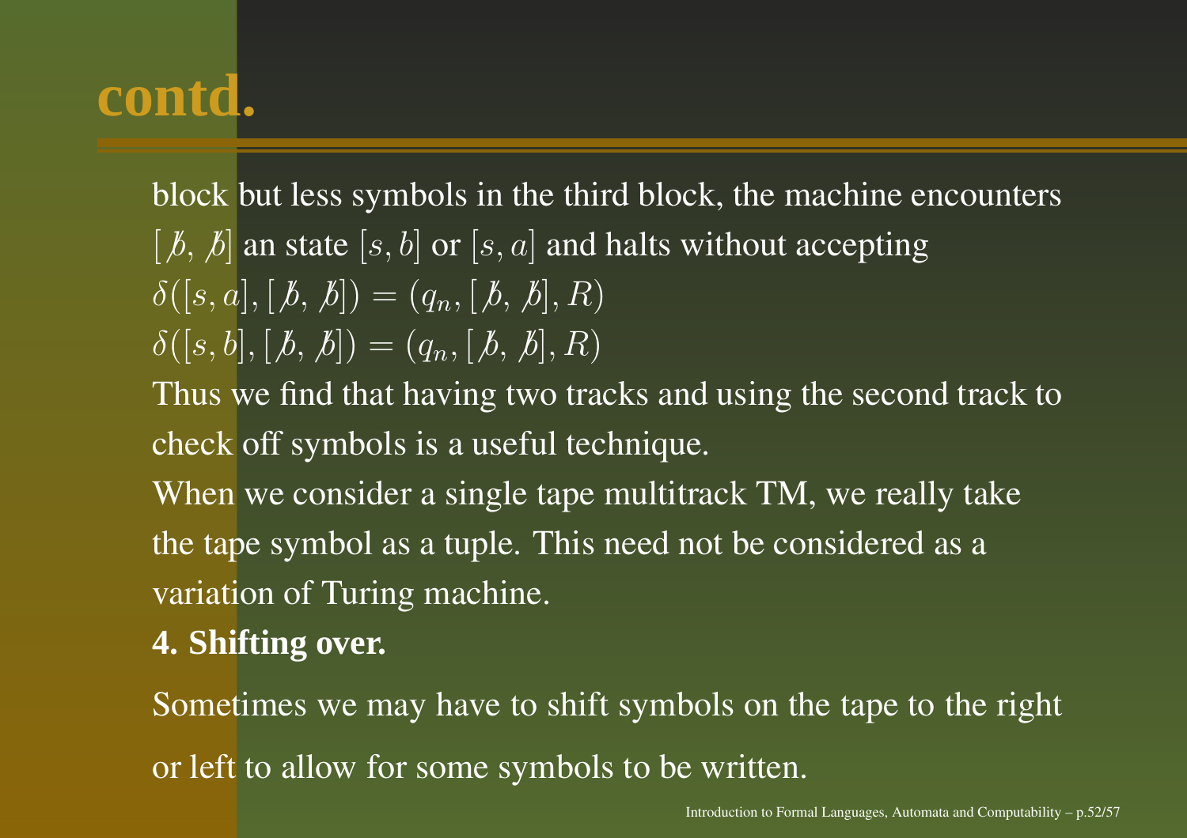## contd.

block but less symbols in the third block, the machine encounters $[\not{b}, \not{b}]$ an state $[s, b]$ or $[s, a]$ and halts without accepting

$\delta([s, a], [\not{b}, \not{b}]) = (q_n, [\not{b}, \not{b}], R)$

$\delta([s, b], [\not{b}, \not{b}]) = (q_n, [\not{b}, \not{b}], R)$

Thus we find that having two tracks and using the second track to check off symbols is a useful technique.

When we consider a single tape multitrack TM, we really take the tape symbol as a tuple. This need not be considered as a variation of Turing machine.

**4. Shifting over.**

Sometimes we may have to shift symbols on the tape to the right or left to allow for some symbols to be written.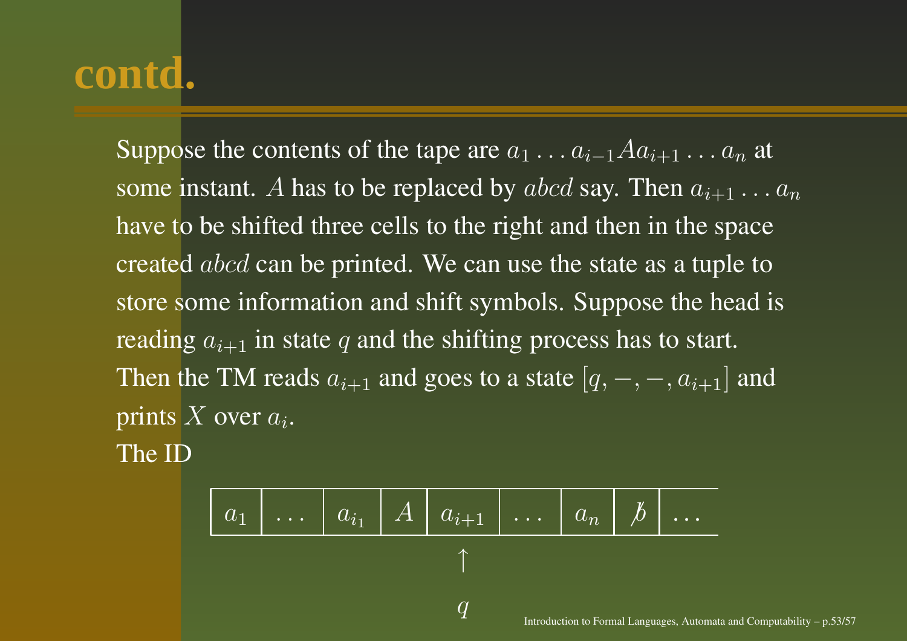# contd.

Suppose the contents of the tape are $a_1 \ldots a_{i-1} A a_{i+1} \ldots a_n$ at some instant. $A$ has to be replaced by $abcd$ say. Then $a_{i+1} \ldots a_n$ have to be shifted three cells to the right and then in the space created $abcd$ can be printed. We can use the state as a tuple to store some information and shift symbols. Suppose the head is reading $a_{i+1}$ in state $q$ and the shifting process has to start. Then the TM reads $a_{i+1}$ and goes to a state $[q, -, -, a_{i+1}]$ and prints $X$ over $a_i$.

The ID

| $a_1$ | $\ldots$ | $a_{i_1}$ | $A$ | $a_{i+1}$ | $\ldots$ | $a_n$ | $\not{b}$ | $\ldots$ |
|---|---|---|---|---|---|---|---|---|
| | | | | $\uparrow$ | | | | |
| | | | | $q$ | | | | |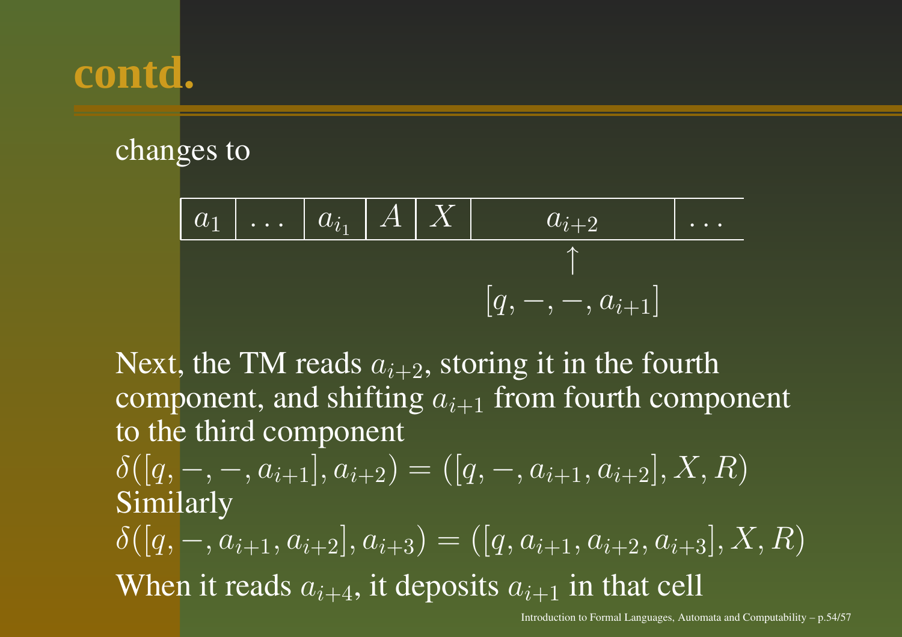# contd.

changes to

| $a_1$ | $\ldots$ | $a_{i_1}$ | $A$ | $X$ | $a_{i+2}$ | $\ldots$ |
|---|---|---|---|---|---|---|
| | | | | | $\uparrow$ | |
| | | | | | $[q, -, -, a_{i+1}]$ | |

Next, the TM reads $a_{i+2}$, storing it in the fourth component, and shifting $a_{i+1}$ from fourth component to the third component

$\delta([q, -, -, a_{i+1}], a_{i+2}) = ([q, -, a_{i+1}, a_{i+2}], X, R)$

Similarly

$\delta([q, -, a_{i+1}, a_{i+2}], a_{i+3}) = ([q, a_{i+1}, a_{i+2}, a_{i+3}], X, R)$

When it reads $a_{i+4}$, it deposits $a_{i+1}$ in that cell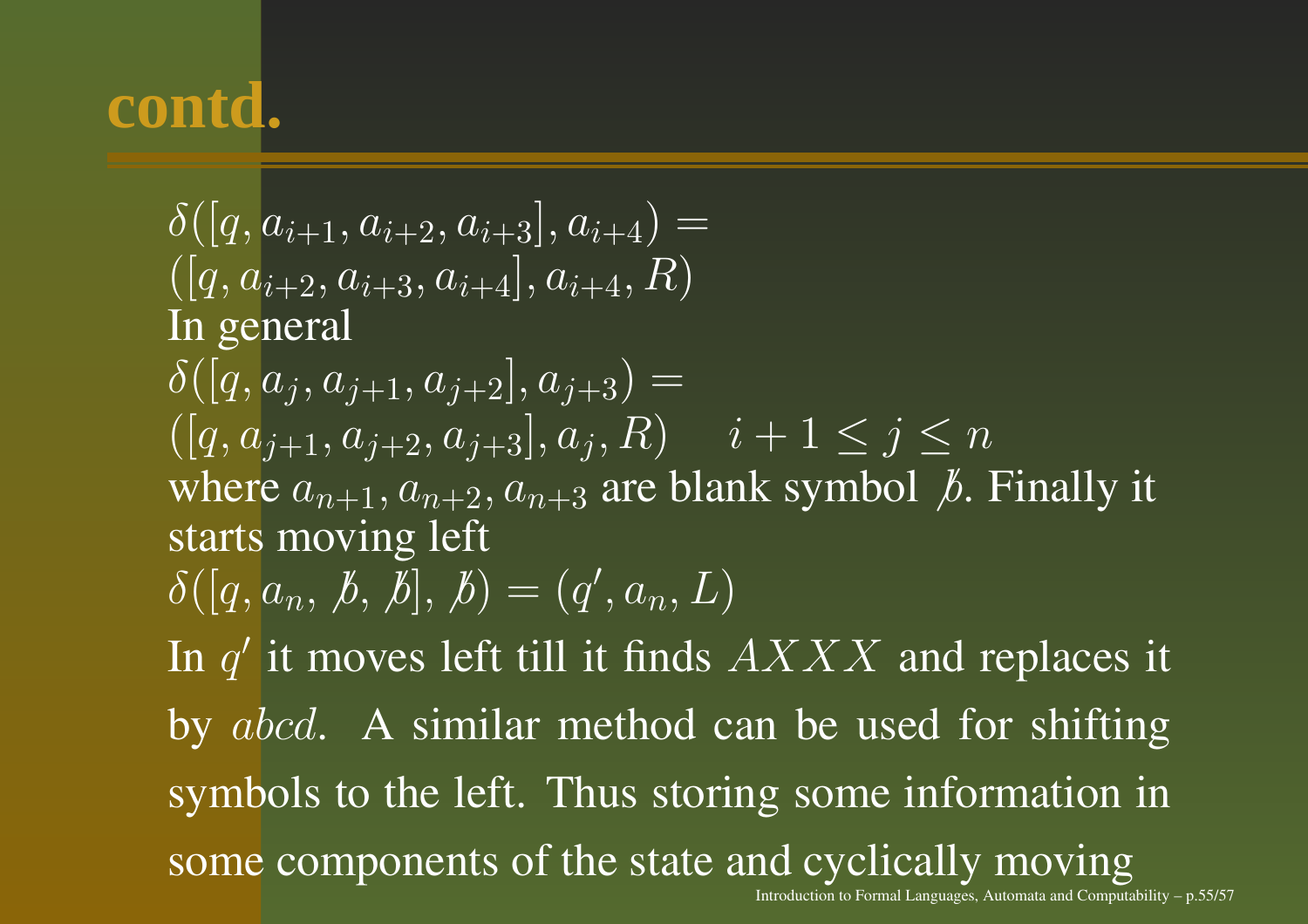# contd.

$\delta([q, a_{i+1}, a_{i+2}, a_{i+3}], a_{i+4}) =$
$([q, a_{i+2}, a_{i+3}, a_{i+4}], a_{i+4}, R)$

In general

$\delta([q, a_j, a_{j+1}, a_{j+2}], a_{j+3}) =$
$([q, a_{j+1}, a_{j+2}, a_{j+3}], a_j, R) \quad i+1 \leq j \leq n$

where $a_{n+1}, a_{n+2}, a_{n+3}$ are blank symbol $\not{b}$. Finally it starts moving left

$\delta([q, a_n, \not{b}, \not{b}], \not{b}) = (q', a_n, L)$

In $q'$ it moves left till it finds $AXXX$ and replaces it by $abcd$. A similar method can be used for shifting symbols to the left. Thus storing some information in some components of the state and cyclically moving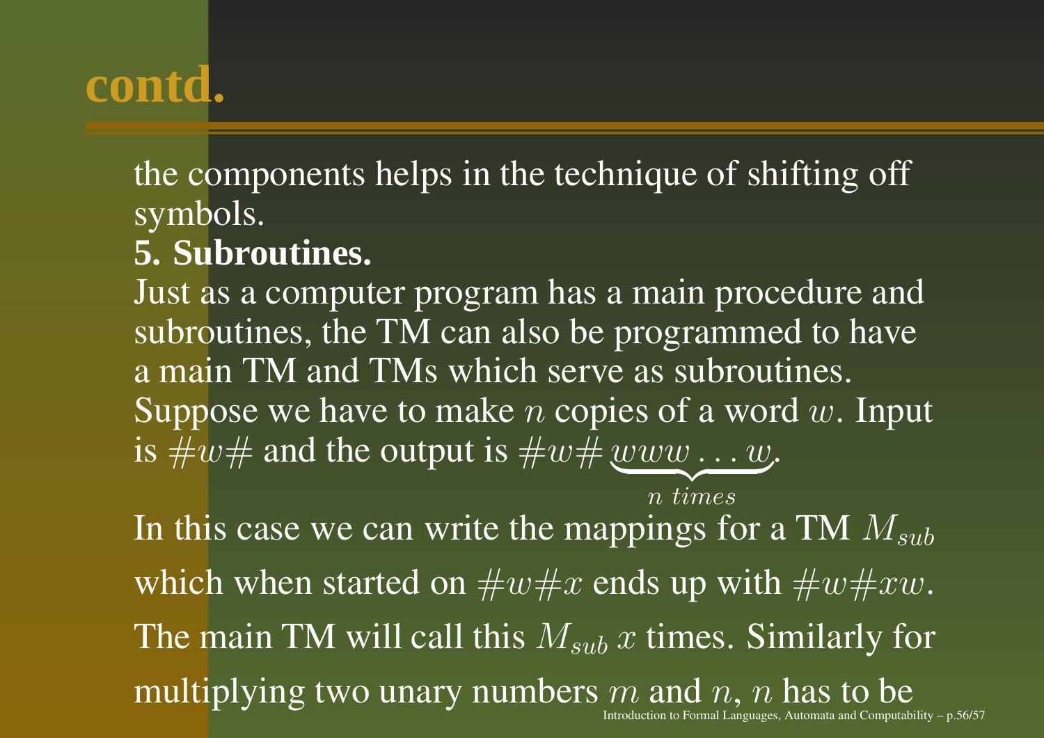## contd.

the components helps in the technique of shifting off symbols.

**5. Subroutines.**

Just as a computer program has a main procedure and subroutines, the TM can also be programmed to have a main TM and TMs which serve as subroutines. Suppose we have to make $n$ copies of a word $w$. Input is $\#w\#$ and the output is $\#w\#\underbrace{www\ldots w}_{n\ times}$.

In this case we can write the mappings for a TM $M_{sub}$ which when started on $\#w\#x$ ends up with $\#w\#xw$. The main TM will call this $M_{sub}$ $x$ times. Similarly for multiplying two unary numbers $m$ and $n$, $n$ has to be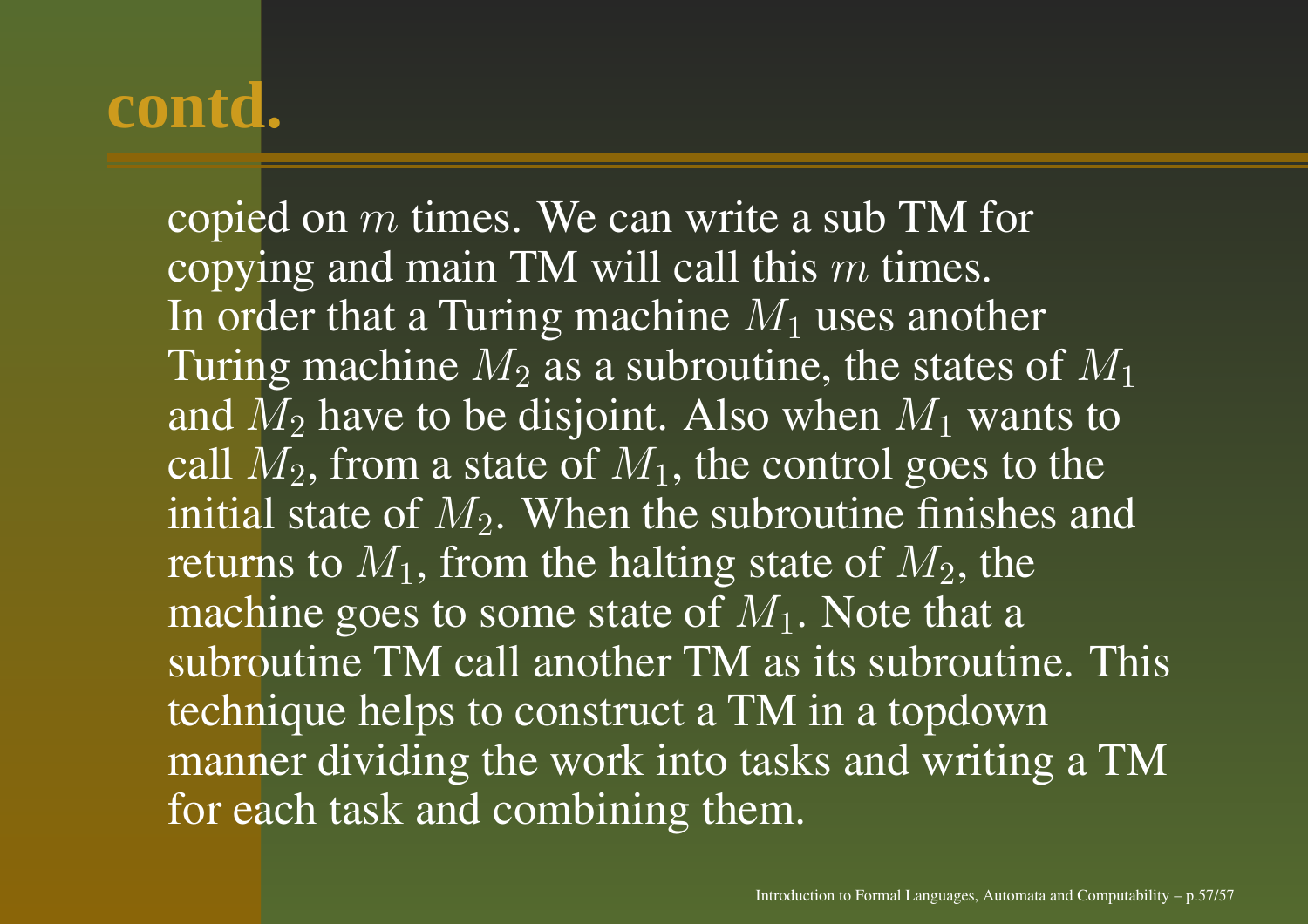# contd.

copied on $m$ times. We can write a sub TM for copying and main TM will call this $m$ times. In order that a Turing machine $M_1$ uses another Turing machine $M_2$ as a subroutine, the states of $M_1$ and $M_2$ have to be disjoint. Also when $M_1$ wants to call $M_2$, from a state of $M_1$, the control goes to the initial state of $M_2$. When the subroutine finishes and returns to $M_1$, from the halting state of $M_2$, the machine goes to some state of $M_1$. Note that a subroutine TM call another TM as its subroutine. This technique helps to construct a TM in a topdown manner dividing the work into tasks and writing a TM for each task and combining them.